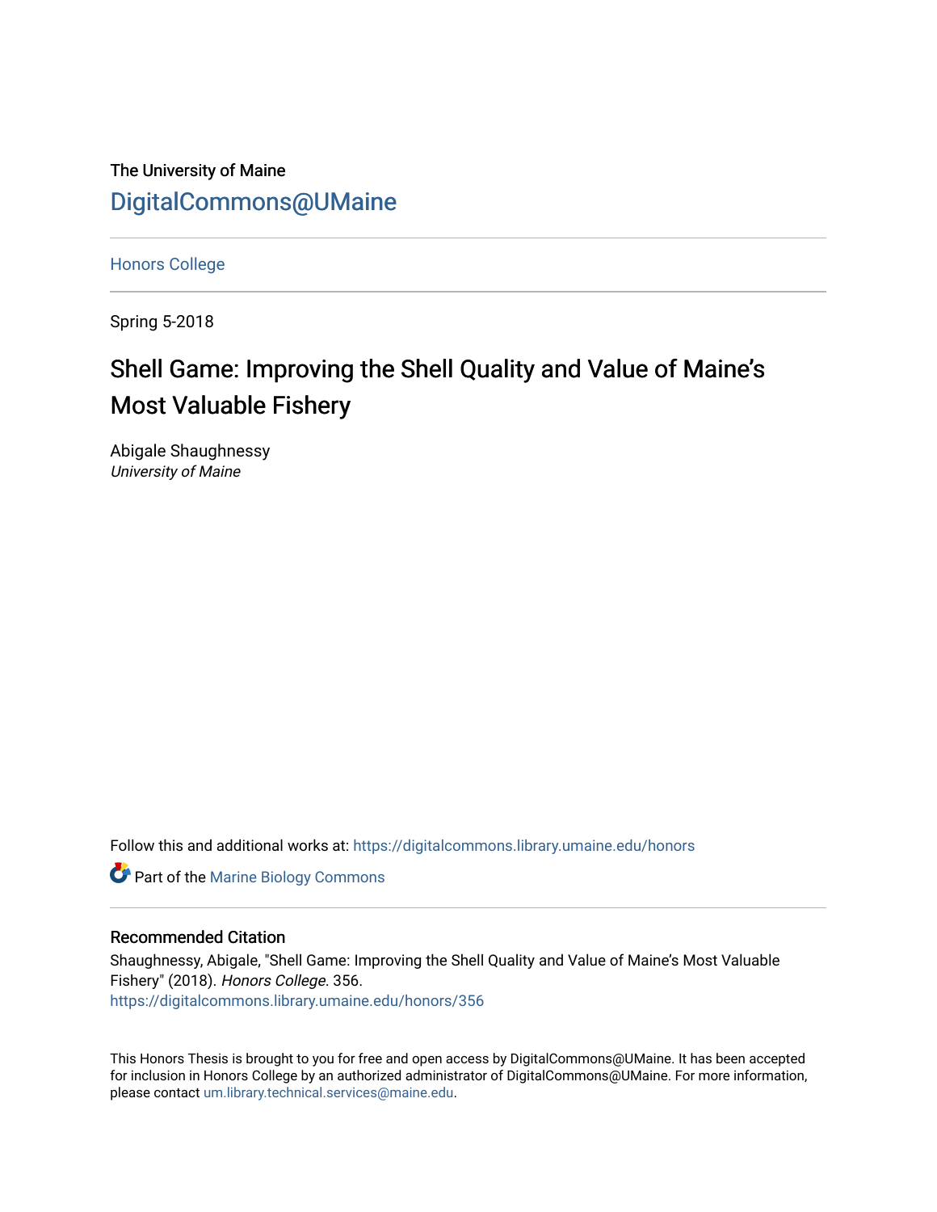The University of Maine

DigitalCommons@UMaine

Honors College

Spring 5-2018

# Shell Game: Improving the Shell Quality and Value of Maine's Most Valuable Fishery

Abigale Shaughnessy
*University of Maine*

Follow this and additional works at: https://digitalcommons.library.umaine.edu/honors

Part of the Marine Biology Commons

## Recommended Citation

Shaughnessy, Abigale, "Shell Game: Improving the Shell Quality and Value of Maine's Most Valuable Fishery" (2018). *Honors College*. 356.
https://digitalcommons.library.umaine.edu/honors/356

This Honors Thesis is brought to you for free and open access by DigitalCommons@UMaine. It has been accepted for inclusion in Honors College by an authorized administrator of DigitalCommons@UMaine. For more information, please contact um.library.technical.services@maine.edu.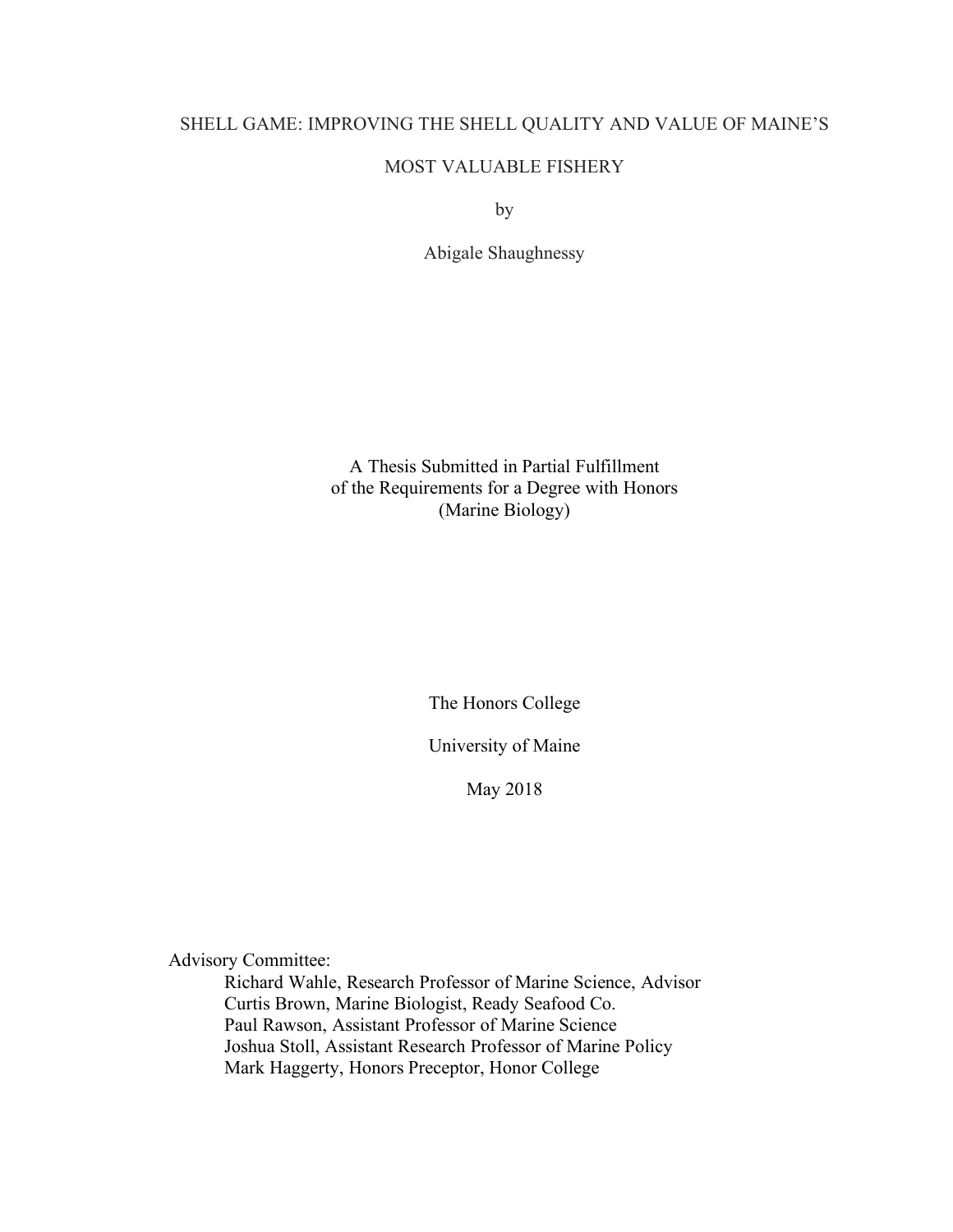# SHELL GAME: IMPROVING THE SHELL QUALITY AND VALUE OF MAINE'S MOST VALUABLE FISHERY

by

Abigale Shaughnessy

A Thesis Submitted in Partial Fulfillment
of the Requirements for a Degree with Honors
(Marine Biology)

The Honors College

University of Maine

May 2018

Advisory Committee:

Richard Wahle, Research Professor of Marine Science, Advisor
Curtis Brown, Marine Biologist, Ready Seafood Co.
Paul Rawson, Assistant Professor of Marine Science
Joshua Stoll, Assistant Research Professor of Marine Policy
Mark Haggerty, Honors Preceptor, Honor College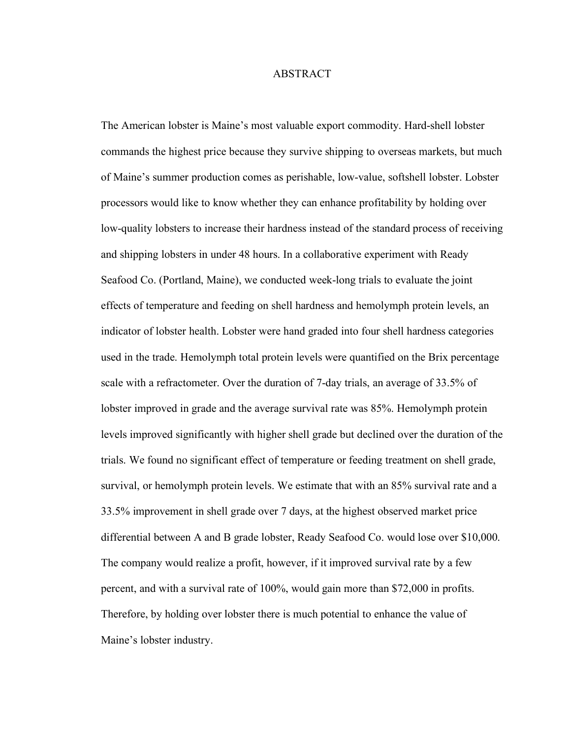# ABSTRACT

The American lobster is Maine's most valuable export commodity. Hard-shell lobster commands the highest price because they survive shipping to overseas markets, but much of Maine's summer production comes as perishable, low-value, softshell lobster. Lobster processors would like to know whether they can enhance profitability by holding over low-quality lobsters to increase their hardness instead of the standard process of receiving and shipping lobsters in under 48 hours. In a collaborative experiment with Ready Seafood Co. (Portland, Maine), we conducted week-long trials to evaluate the joint effects of temperature and feeding on shell hardness and hemolymph protein levels, an indicator of lobster health. Lobster were hand graded into four shell hardness categories used in the trade. Hemolymph total protein levels were quantified on the Brix percentage scale with a refractometer. Over the duration of 7-day trials, an average of 33.5% of lobster improved in grade and the average survival rate was 85%. Hemolymph protein levels improved significantly with higher shell grade but declined over the duration of the trials. We found no significant effect of temperature or feeding treatment on shell grade, survival, or hemolymph protein levels. We estimate that with an 85% survival rate and a 33.5% improvement in shell grade over 7 days, at the highest observed market price differential between A and B grade lobster, Ready Seafood Co. would lose over $10,000. The company would realize a profit, however, if it improved survival rate by a few percent, and with a survival rate of 100%, would gain more than $72,000 in profits. Therefore, by holding over lobster there is much potential to enhance the value of Maine's lobster industry.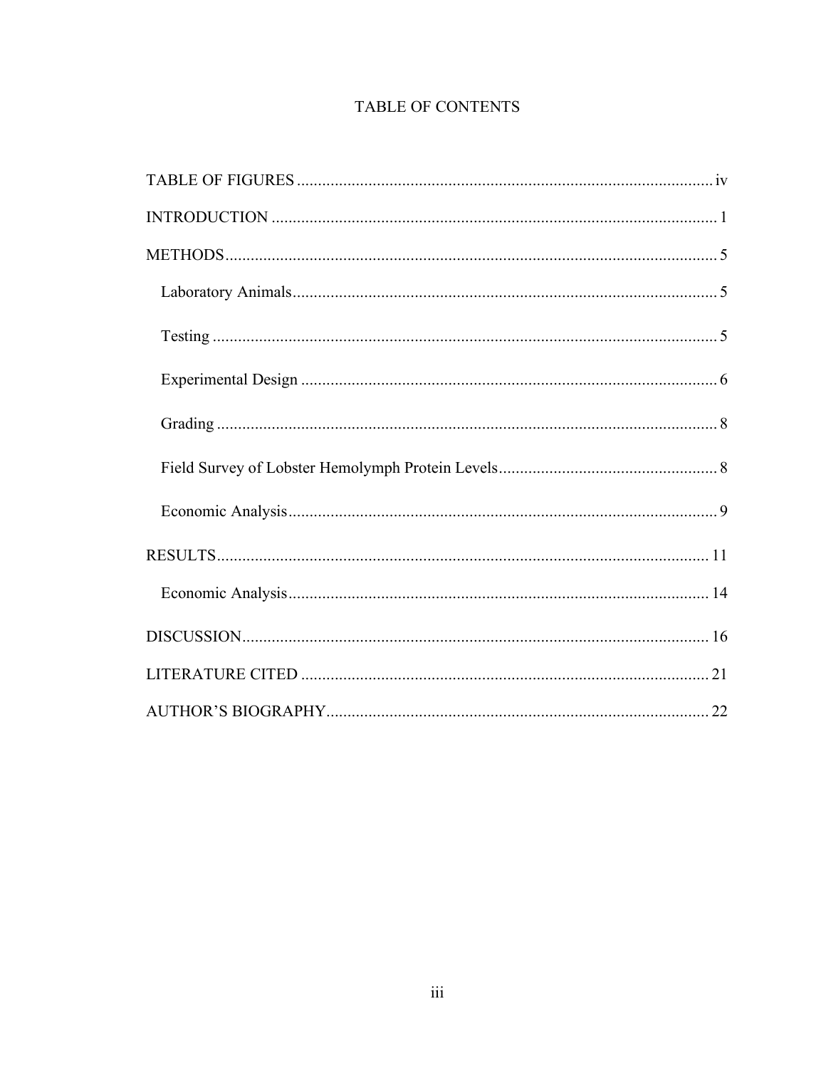# TABLE OF CONTENTS

TABLE OF FIGURES .................................................................................................. iv

INTRODUCTION ......................................................................................................... 1

METHODS .................................................................................................................... 5

- Laboratory Animals .................................................................................................. 5
- Testing ....................................................................................................................... 5
- Experimental Design ................................................................................................. 6
- Grading ...................................................................................................................... 8
- Field Survey of Lobster Hemolymph Protein Levels .................................................. 8
- Economic Analysis ..................................................................................................... 9

RESULTS ..................................................................................................................... 11

- Economic Analysis ................................................................................................... 14

DISCUSSION ............................................................................................................... 16

LITERATURE CITED ................................................................................................. 21

AUTHOR'S BIOGRAPHY ........................................................................................... 22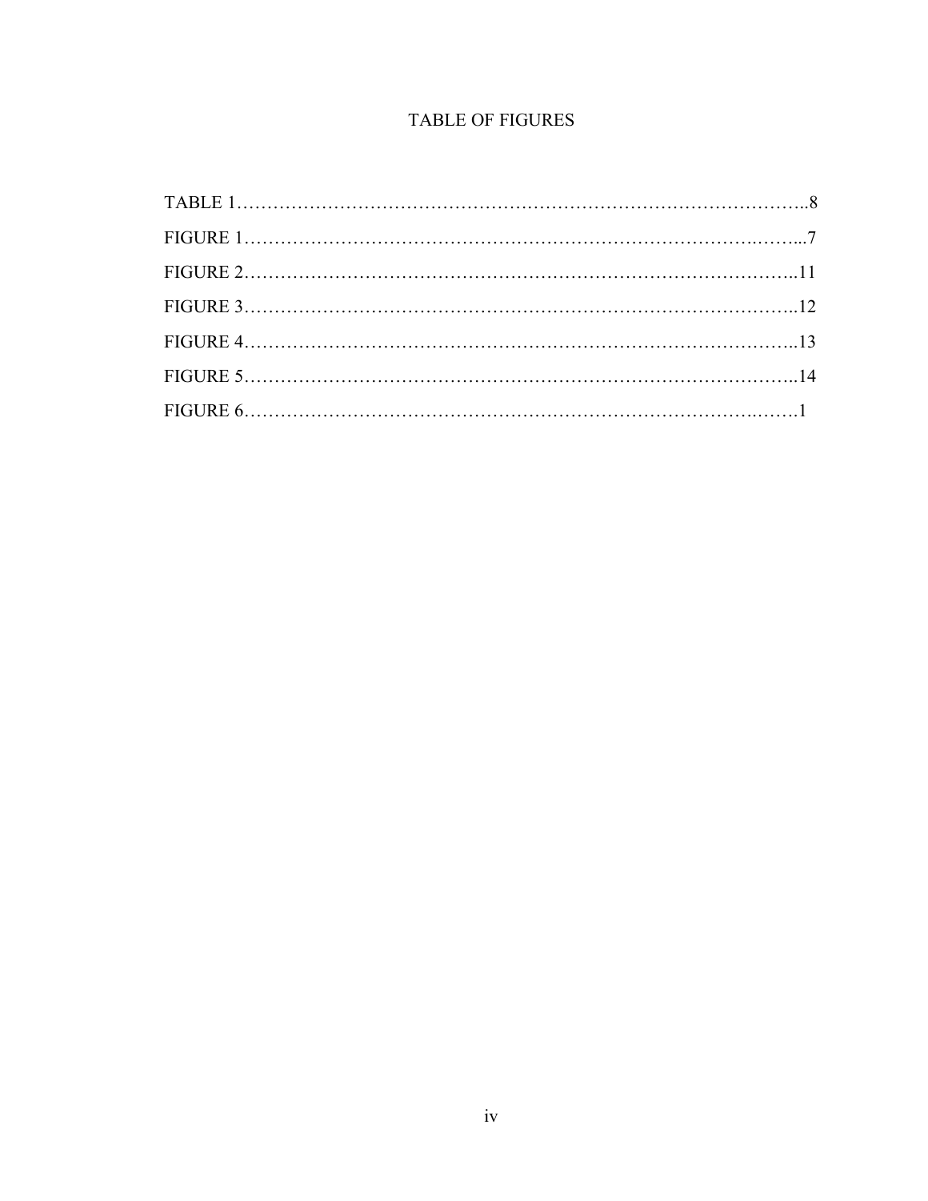# TABLE OF FIGURES

TABLE 1……………………………………………………………………………………..8

FIGURE 1………….…………………………………….…………………………….……...7

FIGURE 2………………………………………………………………………………..11

FIGURE 3………………………………………………………………………………..12

FIGURE 4………………………………………………………………………………..13

FIGURE 5………………………………………………………………………………..14

FIGURE 6………….……………………………….………………….…………….…….1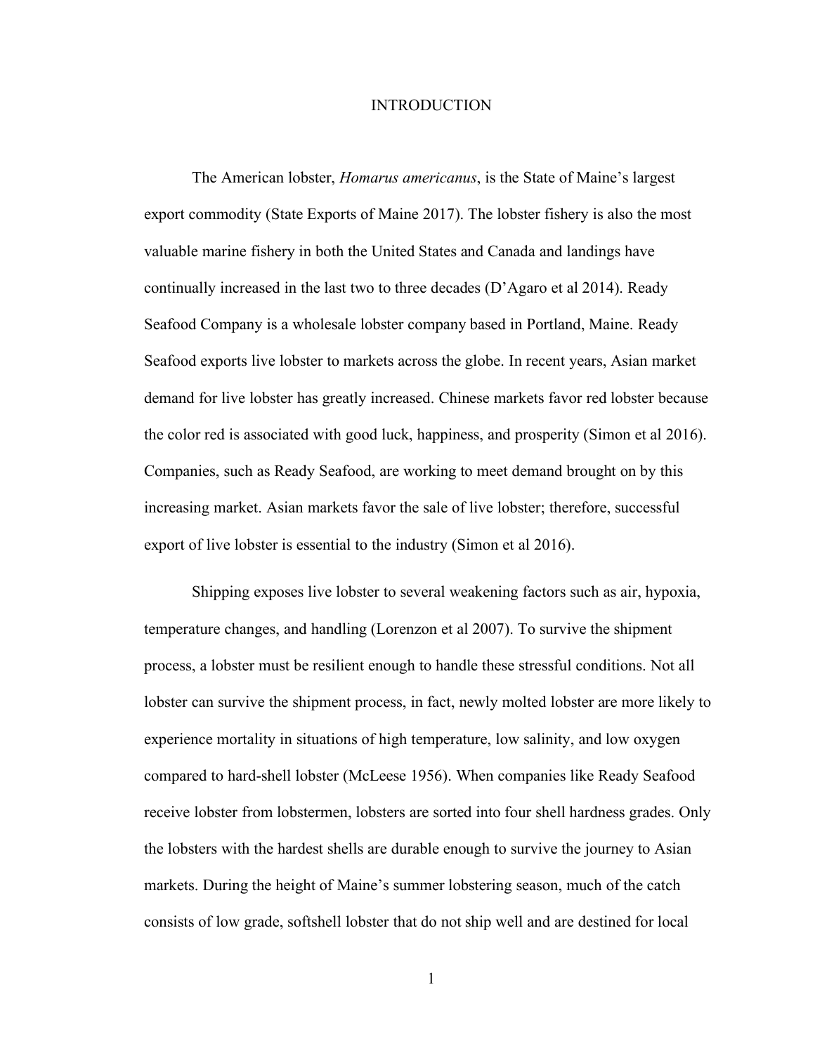# INTRODUCTION

The American lobster, *Homarus americanus*, is the State of Maine's largest export commodity (State Exports of Maine 2017). The lobster fishery is also the most valuable marine fishery in both the United States and Canada and landings have continually increased in the last two to three decades (D'Agaro et al 2014). Ready Seafood Company is a wholesale lobster company based in Portland, Maine. Ready Seafood exports live lobster to markets across the globe. In recent years, Asian market demand for live lobster has greatly increased. Chinese markets favor red lobster because the color red is associated with good luck, happiness, and prosperity (Simon et al 2016). Companies, such as Ready Seafood, are working to meet demand brought on by this increasing market. Asian markets favor the sale of live lobster; therefore, successful export of live lobster is essential to the industry (Simon et al 2016).

Shipping exposes live lobster to several weakening factors such as air, hypoxia, temperature changes, and handling (Lorenzon et al 2007). To survive the shipment process, a lobster must be resilient enough to handle these stressful conditions. Not all lobster can survive the shipment process, in fact, newly molted lobster are more likely to experience mortality in situations of high temperature, low salinity, and low oxygen compared to hard-shell lobster (McLeese 1956). When companies like Ready Seafood receive lobster from lobstermen, lobsters are sorted into four shell hardness grades. Only the lobsters with the hardest shells are durable enough to survive the journey to Asian markets. During the height of Maine's summer lobstering season, much of the catch consists of low grade, softshell lobster that do not ship well and are destined for local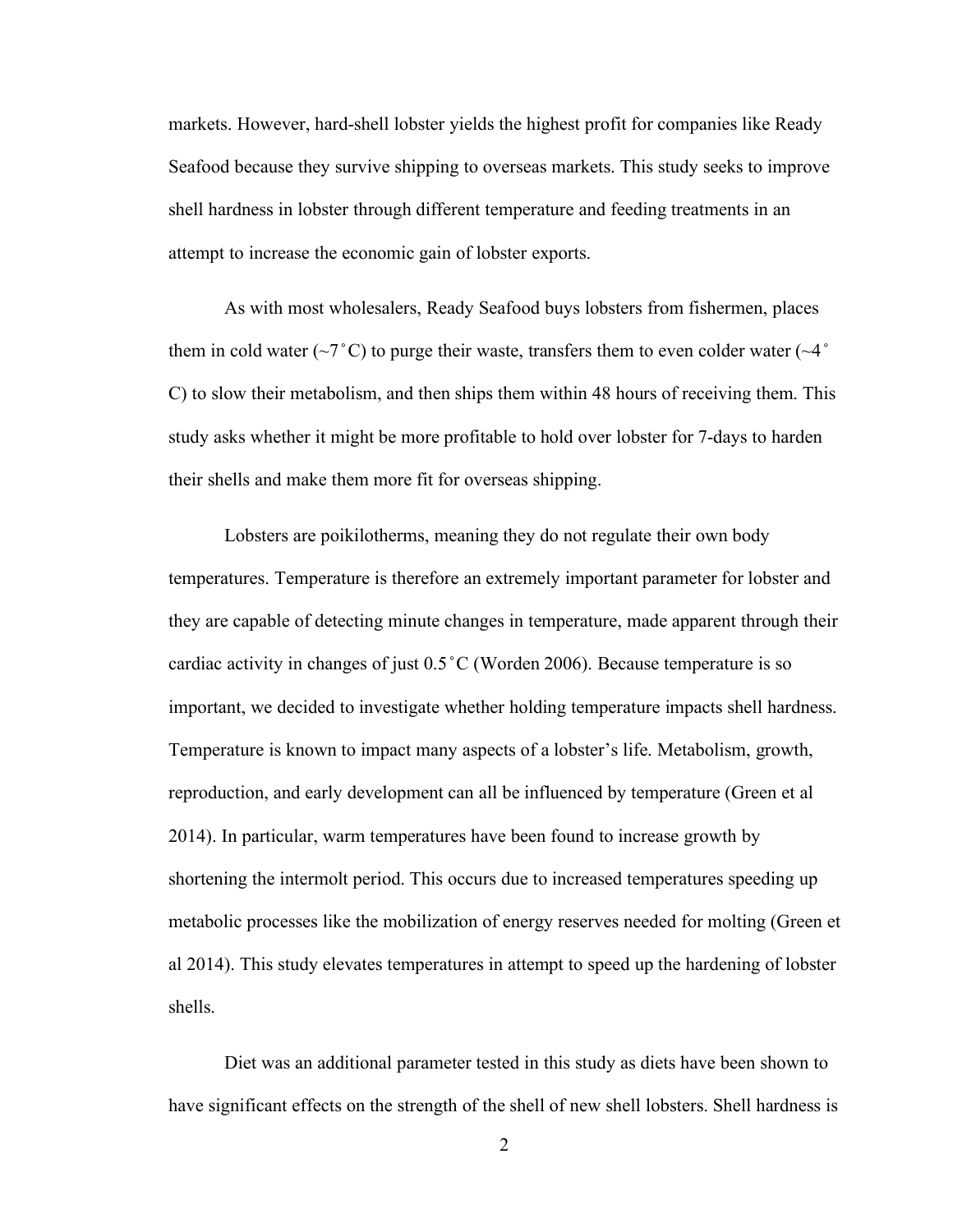markets. However, hard-shell lobster yields the highest profit for companies like Ready Seafood because they survive shipping to overseas markets. This study seeks to improve shell hardness in lobster through different temperature and feeding treatments in an attempt to increase the economic gain of lobster exports.

As with most wholesalers, Ready Seafood buys lobsters from fishermen, places them in cold water (~7˚C) to purge their waste, transfers them to even colder water (~4˚C) to slow their metabolism, and then ships them within 48 hours of receiving them. This study asks whether it might be more profitable to hold over lobster for 7-days to harden their shells and make them more fit for overseas shipping.

Lobsters are poikilotherms, meaning they do not regulate their own body temperatures. Temperature is therefore an extremely important parameter for lobster and they are capable of detecting minute changes in temperature, made apparent through their cardiac activity in changes of just 0.5˚C (Worden 2006). Because temperature is so important, we decided to investigate whether holding temperature impacts shell hardness. Temperature is known to impact many aspects of a lobster's life. Metabolism, growth, reproduction, and early development can all be influenced by temperature (Green et al 2014). In particular, warm temperatures have been found to increase growth by shortening the intermolt period. This occurs due to increased temperatures speeding up metabolic processes like the mobilization of energy reserves needed for molting (Green et al 2014). This study elevates temperatures in attempt to speed up the hardening of lobster shells.

Diet was an additional parameter tested in this study as diets have been shown to have significant effects on the strength of the shell of new shell lobsters. Shell hardness is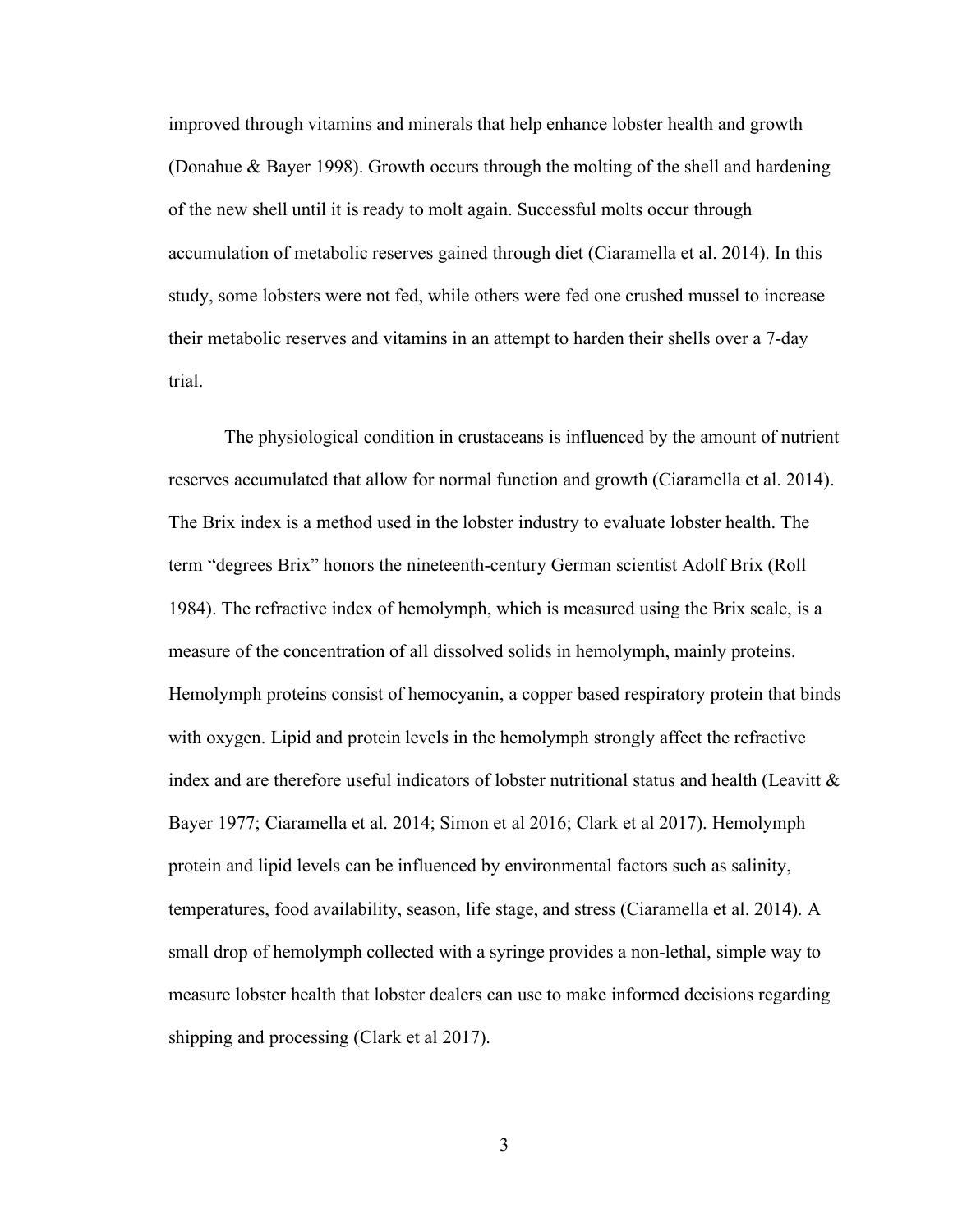improved through vitamins and minerals that help enhance lobster health and growth (Donahue & Bayer 1998). Growth occurs through the molting of the shell and hardening of the new shell until it is ready to molt again. Successful molts occur through accumulation of metabolic reserves gained through diet (Ciaramella et al. 2014). In this study, some lobsters were not fed, while others were fed one crushed mussel to increase their metabolic reserves and vitamins in an attempt to harden their shells over a 7-day trial.

The physiological condition in crustaceans is influenced by the amount of nutrient reserves accumulated that allow for normal function and growth (Ciaramella et al. 2014). The Brix index is a method used in the lobster industry to evaluate lobster health. The term "degrees Brix" honors the nineteenth-century German scientist Adolf Brix (Roll 1984). The refractive index of hemolymph, which is measured using the Brix scale, is a measure of the concentration of all dissolved solids in hemolymph, mainly proteins. Hemolymph proteins consist of hemocyanin, a copper based respiratory protein that binds with oxygen. Lipid and protein levels in the hemolymph strongly affect the refractive index and are therefore useful indicators of lobster nutritional status and health (Leavitt & Bayer 1977; Ciaramella et al. 2014; Simon et al 2016; Clark et al 2017). Hemolymph protein and lipid levels can be influenced by environmental factors such as salinity, temperatures, food availability, season, life stage, and stress (Ciaramella et al. 2014). A small drop of hemolymph collected with a syringe provides a non-lethal, simple way to measure lobster health that lobster dealers can use to make informed decisions regarding shipping and processing (Clark et al 2017).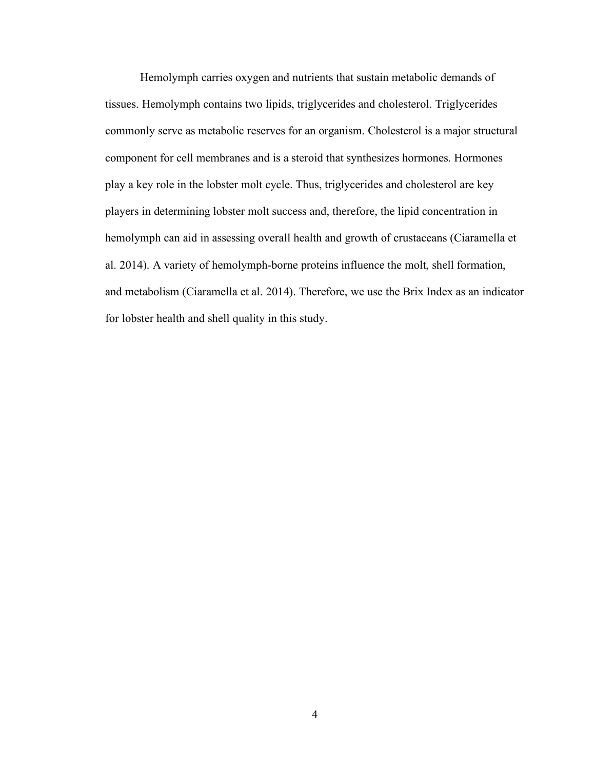Hemolymph carries oxygen and nutrients that sustain metabolic demands of tissues. Hemolymph contains two lipids, triglycerides and cholesterol. Triglycerides commonly serve as metabolic reserves for an organism. Cholesterol is a major structural component for cell membranes and is a steroid that synthesizes hormones. Hormones play a key role in the lobster molt cycle. Thus, triglycerides and cholesterol are key players in determining lobster molt success and, therefore, the lipid concentration in hemolymph can aid in assessing overall health and growth of crustaceans (Ciaramella et al. 2014). A variety of hemolymph-borne proteins influence the molt, shell formation, and metabolism (Ciaramella et al. 2014). Therefore, we use the Brix Index as an indicator for lobster health and shell quality in this study.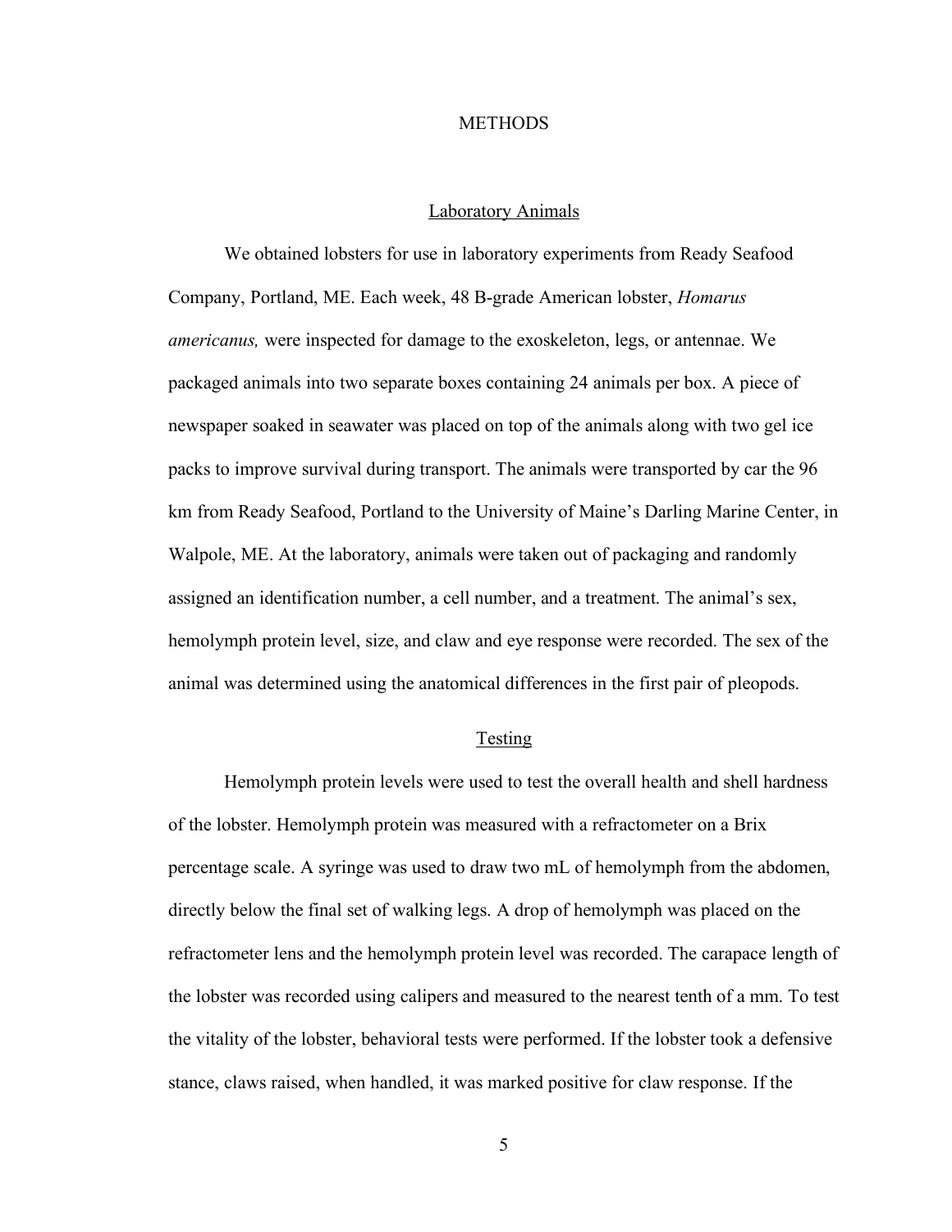# METHODS

## Laboratory Animals

We obtained lobsters for use in laboratory experiments from Ready Seafood Company, Portland, ME. Each week, 48 B-grade American lobster, *Homarus americanus,* were inspected for damage to the exoskeleton, legs, or antennae. We packaged animals into two separate boxes containing 24 animals per box. A piece of newspaper soaked in seawater was placed on top of the animals along with two gel ice packs to improve survival during transport. The animals were transported by car the 96 km from Ready Seafood, Portland to the University of Maine's Darling Marine Center, in Walpole, ME. At the laboratory, animals were taken out of packaging and randomly assigned an identification number, a cell number, and a treatment. The animal's sex, hemolymph protein level, size, and claw and eye response were recorded. The sex of the animal was determined using the anatomical differences in the first pair of pleopods.

## Testing

Hemolymph protein levels were used to test the overall health and shell hardness of the lobster. Hemolymph protein was measured with a refractometer on a Brix percentage scale. A syringe was used to draw two mL of hemolymph from the abdomen, directly below the final set of walking legs. A drop of hemolymph was placed on the refractometer lens and the hemolymph protein level was recorded. The carapace length of the lobster was recorded using calipers and measured to the nearest tenth of a mm. To test the vitality of the lobster, behavioral tests were performed. If the lobster took a defensive stance, claws raised, when handled, it was marked positive for claw response. If the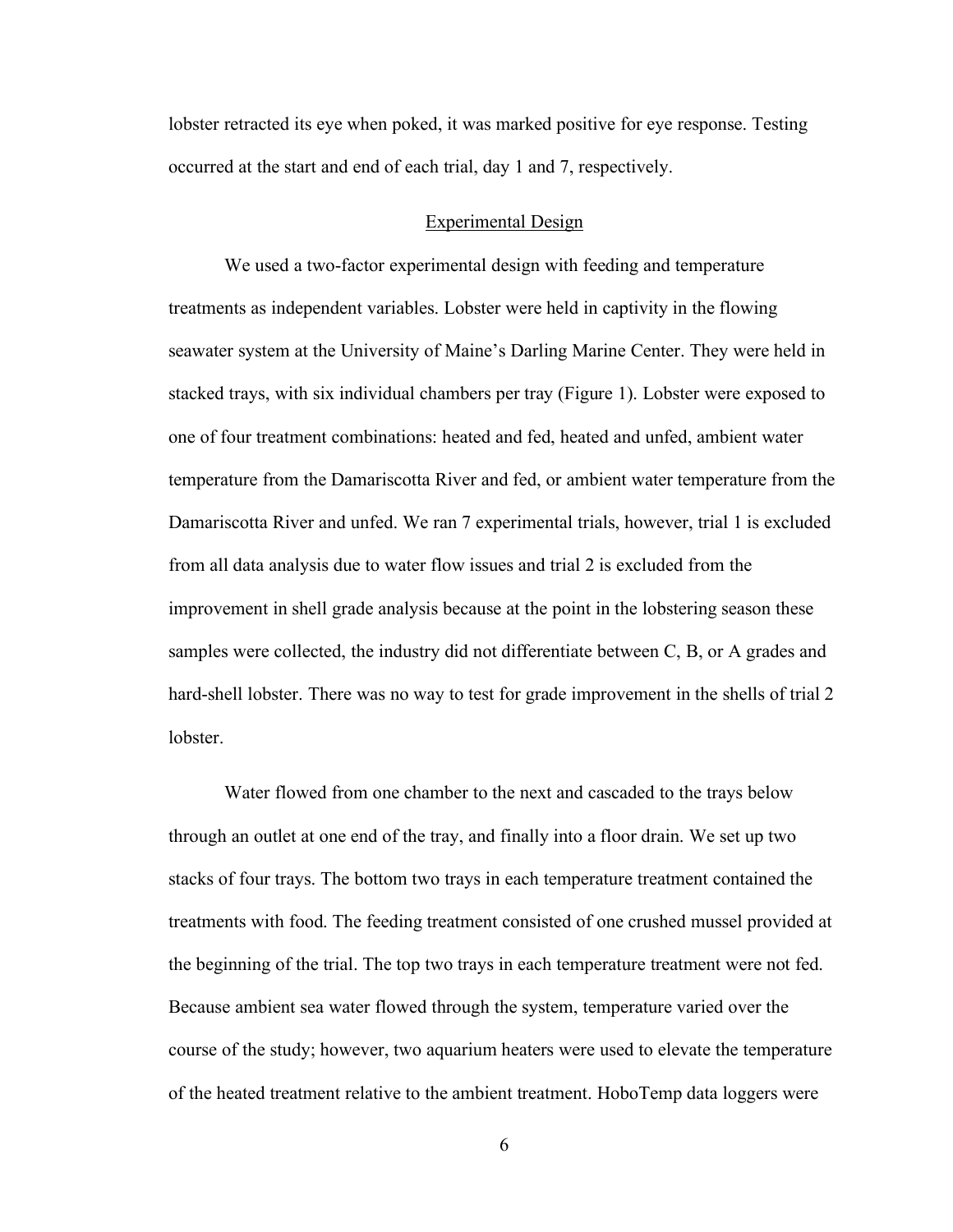lobster retracted its eye when poked, it was marked positive for eye response. Testing occurred at the start and end of each trial, day 1 and 7, respectively.

## Experimental Design

We used a two-factor experimental design with feeding and temperature treatments as independent variables. Lobster were held in captivity in the flowing seawater system at the University of Maine's Darling Marine Center. They were held in stacked trays, with six individual chambers per tray (Figure 1). Lobster were exposed to one of four treatment combinations: heated and fed, heated and unfed, ambient water temperature from the Damariscotta River and fed, or ambient water temperature from the Damariscotta River and unfed. We ran 7 experimental trials, however, trial 1 is excluded from all data analysis due to water flow issues and trial 2 is excluded from the improvement in shell grade analysis because at the point in the lobstering season these samples were collected, the industry did not differentiate between C, B, or A grades and hard-shell lobster. There was no way to test for grade improvement in the shells of trial 2 lobster.

Water flowed from one chamber to the next and cascaded to the trays below through an outlet at one end of the tray, and finally into a floor drain. We set up two stacks of four trays. The bottom two trays in each temperature treatment contained the treatments with food. The feeding treatment consisted of one crushed mussel provided at the beginning of the trial. The top two trays in each temperature treatment were not fed. Because ambient sea water flowed through the system, temperature varied over the course of the study; however, two aquarium heaters were used to elevate the temperature of the heated treatment relative to the ambient treatment. HoboTemp data loggers were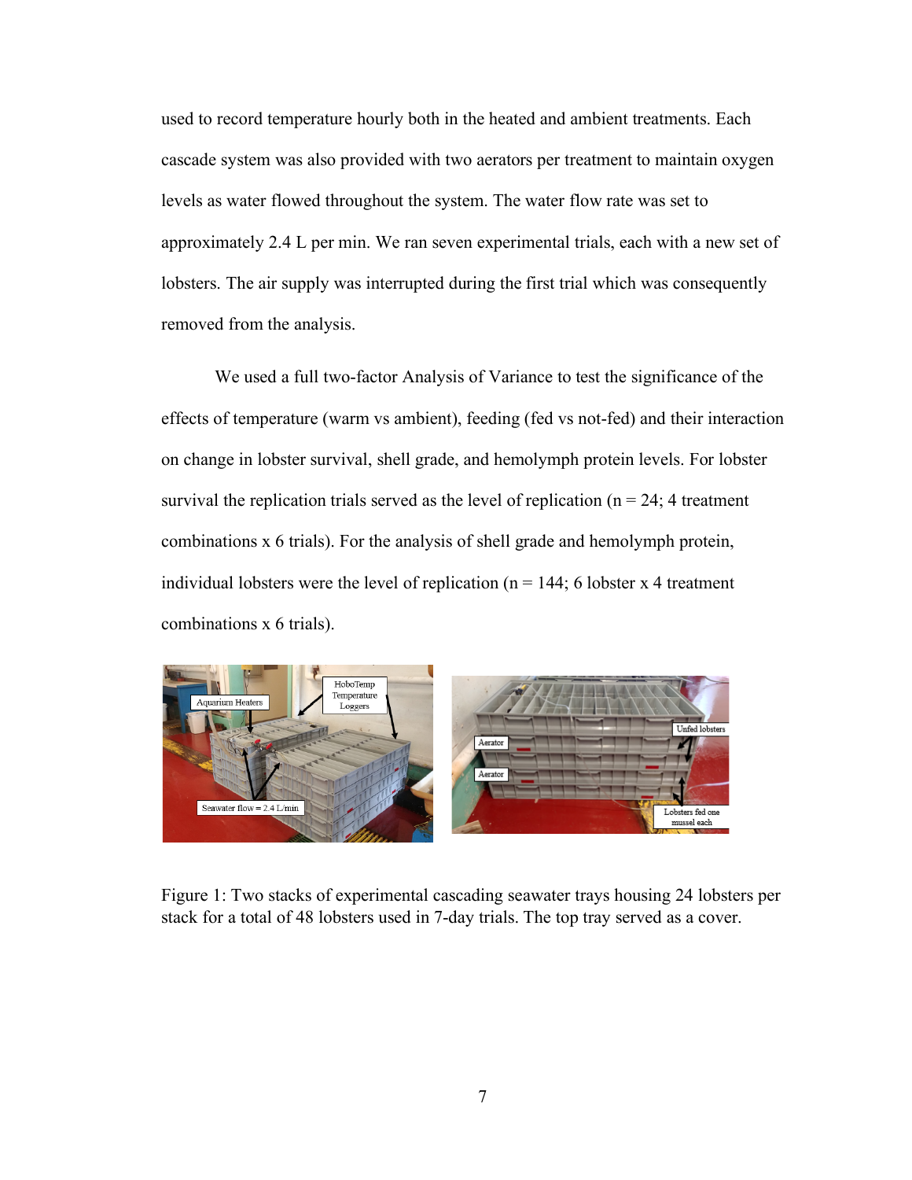used to record temperature hourly both in the heated and ambient treatments. Each cascade system was also provided with two aerators per treatment to maintain oxygen levels as water flowed throughout the system. The water flow rate was set to approximately 2.4 L per min. We ran seven experimental trials, each with a new set of lobsters. The air supply was interrupted during the first trial which was consequently removed from the analysis.

We used a full two-factor Analysis of Variance to test the significance of the effects of temperature (warm vs ambient), feeding (fed vs not-fed) and their interaction on change in lobster survival, shell grade, and hemolymph protein levels. For lobster survival the replication trials served as the level of replication (n = 24; 4 treatment combinations x 6 trials). For the analysis of shell grade and hemolymph protein, individual lobsters were the level of replication (n = 144; 6 lobster x 4 treatment combinations x 6 trials).

Figure 1: Two stacks of experimental cascading seawater trays housing 24 lobsters per stack for a total of 48 lobsters used in 7-day trials. The top tray served as a cover.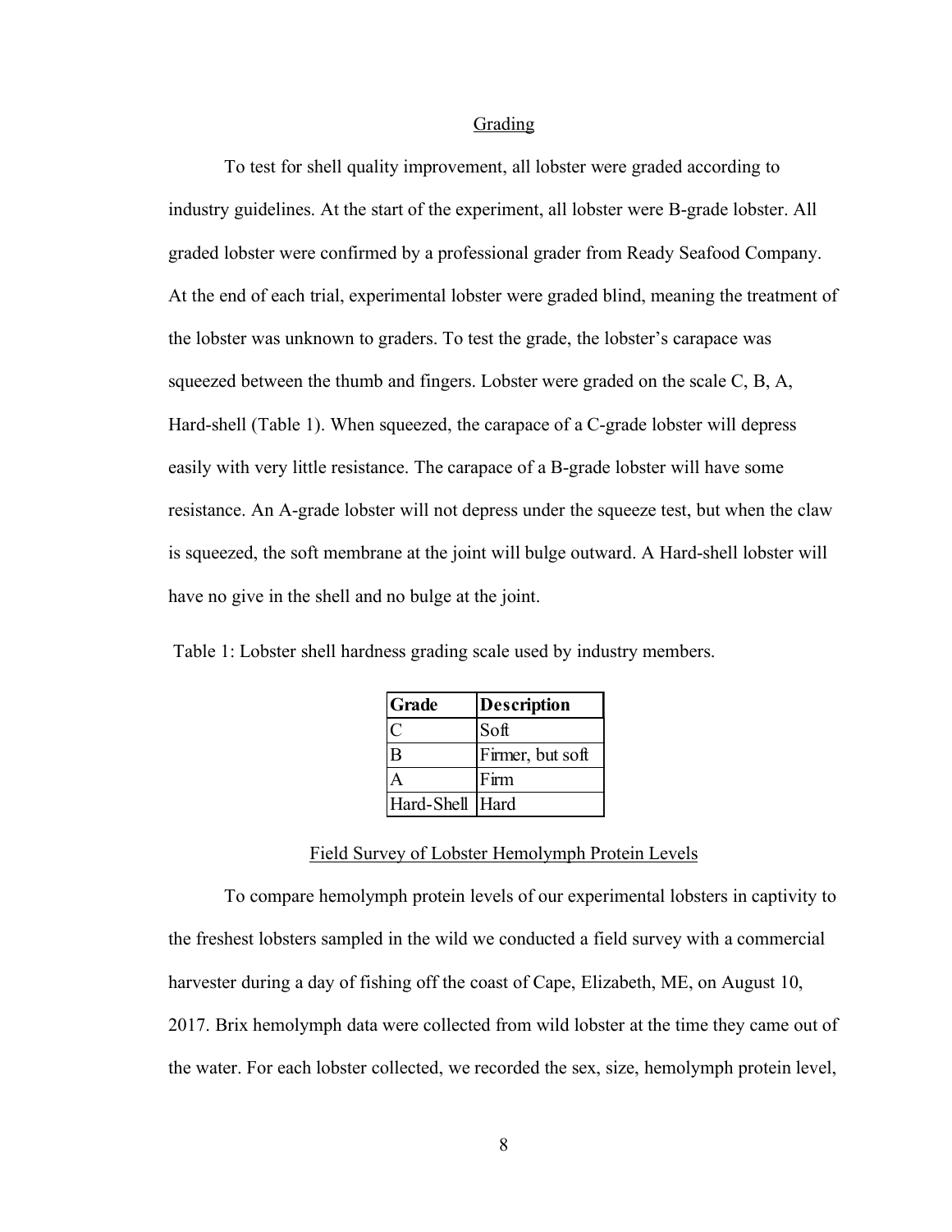## Grading

To test for shell quality improvement, all lobster were graded according to industry guidelines. At the start of the experiment, all lobster were B-grade lobster. All graded lobster were confirmed by a professional grader from Ready Seafood Company. At the end of each trial, experimental lobster were graded blind, meaning the treatment of the lobster was unknown to graders. To test the grade, the lobster's carapace was squeezed between the thumb and fingers. Lobster were graded on the scale C, B, A, Hard-shell (Table 1). When squeezed, the carapace of a C-grade lobster will depress easily with very little resistance. The carapace of a B-grade lobster will have some resistance. An A-grade lobster will not depress under the squeeze test, but when the claw is squeezed, the soft membrane at the joint will bulge outward. A Hard-shell lobster will have no give in the shell and no bulge at the joint.

Table 1: Lobster shell hardness grading scale used by industry members.

| Grade | Description |
|---|---|
| C | Soft |
| B | Firmer, but soft |
| A | Firm |
| Hard-Shell | Hard |

## Field Survey of Lobster Hemolymph Protein Levels

To compare hemolymph protein levels of our experimental lobsters in captivity to the freshest lobsters sampled in the wild we conducted a field survey with a commercial harvester during a day of fishing off the coast of Cape, Elizabeth, ME, on August 10, 2017. Brix hemolymph data were collected from wild lobster at the time they came out of the water. For each lobster collected, we recorded the sex, size, hemolymph protein level,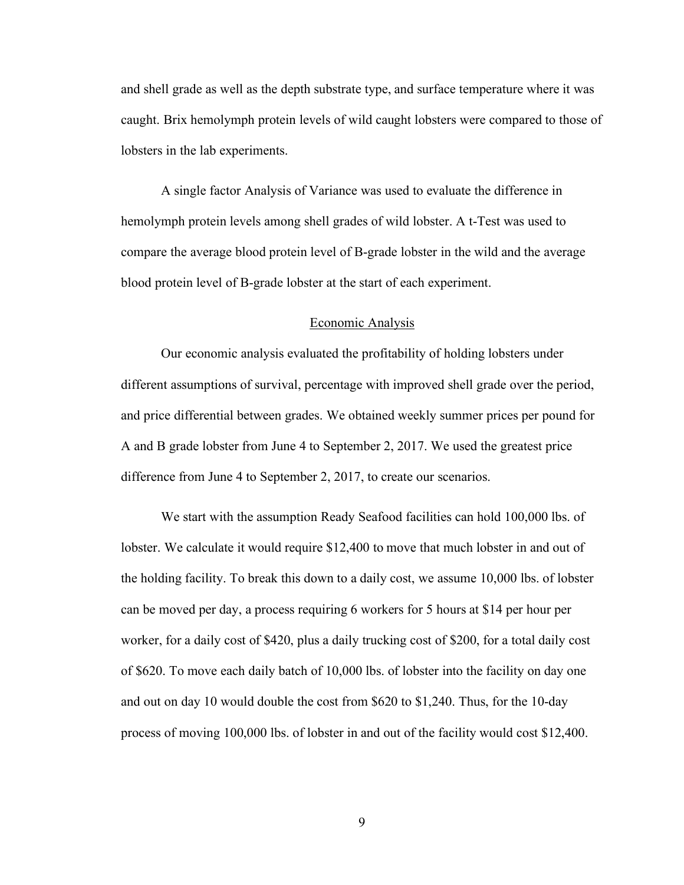and shell grade as well as the depth substrate type, and surface temperature where it was caught. Brix hemolymph protein levels of wild caught lobsters were compared to those of lobsters in the lab experiments.

A single factor Analysis of Variance was used to evaluate the difference in hemolymph protein levels among shell grades of wild lobster. A t-Test was used to compare the average blood protein level of B-grade lobster in the wild and the average blood protein level of B-grade lobster at the start of each experiment.

## Economic Analysis

Our economic analysis evaluated the profitability of holding lobsters under different assumptions of survival, percentage with improved shell grade over the period, and price differential between grades. We obtained weekly summer prices per pound for A and B grade lobster from June 4 to September 2, 2017. We used the greatest price difference from June 4 to September 2, 2017, to create our scenarios.

We start with the assumption Ready Seafood facilities can hold 100,000 lbs. of lobster. We calculate it would require $12,400 to move that much lobster in and out of the holding facility. To break this down to a daily cost, we assume 10,000 lbs. of lobster can be moved per day, a process requiring 6 workers for 5 hours at $14 per hour per worker, for a daily cost of $420, plus a daily trucking cost of $200, for a total daily cost of $620. To move each daily batch of 10,000 lbs. of lobster into the facility on day one and out on day 10 would double the cost from $620 to $1,240. Thus, for the 10-day process of moving 100,000 lbs. of lobster in and out of the facility would cost $12,400.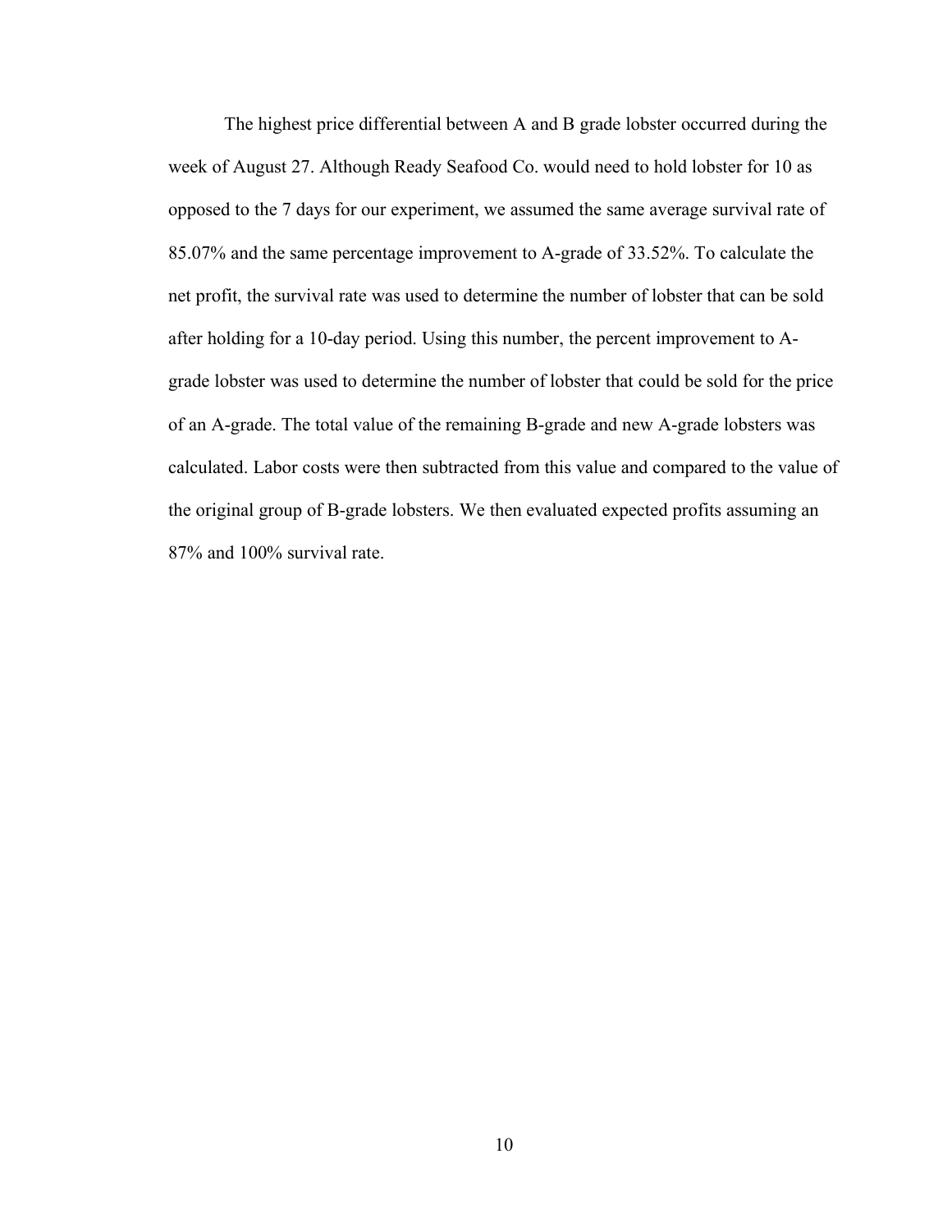The highest price differential between A and B grade lobster occurred during the week of August 27. Although Ready Seafood Co. would need to hold lobster for 10 as opposed to the 7 days for our experiment, we assumed the same average survival rate of 85.07% and the same percentage improvement to A-grade of 33.52%. To calculate the net profit, the survival rate was used to determine the number of lobster that can be sold after holding for a 10-day period. Using this number, the percent improvement to A-grade lobster was used to determine the number of lobster that could be sold for the price of an A-grade. The total value of the remaining B-grade and new A-grade lobsters was calculated. Labor costs were then subtracted from this value and compared to the value of the original group of B-grade lobsters. We then evaluated expected profits assuming an 87% and 100% survival rate.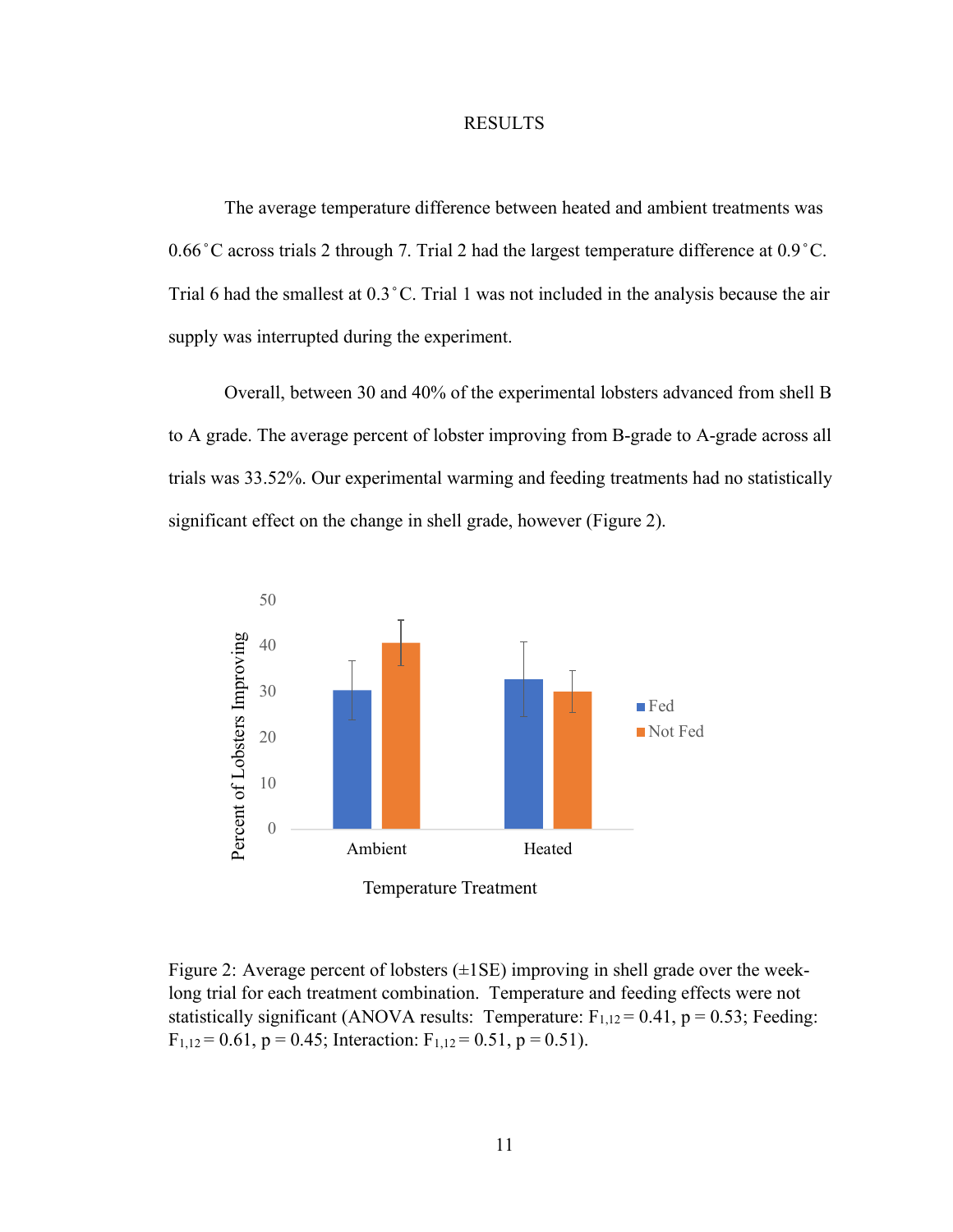# RESULTS

The average temperature difference between heated and ambient treatments was 0.66˚C across trials 2 through 7. Trial 2 had the largest temperature difference at 0.9˚C. Trial 6 had the smallest at 0.3˚C. Trial 1 was not included in the analysis because the air supply was interrupted during the experiment.

Overall, between 30 and 40% of the experimental lobsters advanced from shell B to A grade. The average percent of lobster improving from B-grade to A-grade across all trials was 33.52%. Our experimental warming and feeding treatments had no statistically significant effect on the change in shell grade, however (Figure 2).

Figure 2: Average percent of lobsters (±1SE) improving in shell grade over the week-long trial for each treatment combination. Temperature and feeding effects were not statistically significant (ANOVA results: Temperature: $F_{1,12} = 0.41$, $p = 0.53$; Feeding: $F_{1,12} = 0.61$, $p = 0.45$; Interaction: $F_{1,12} = 0.51$, $p = 0.51$).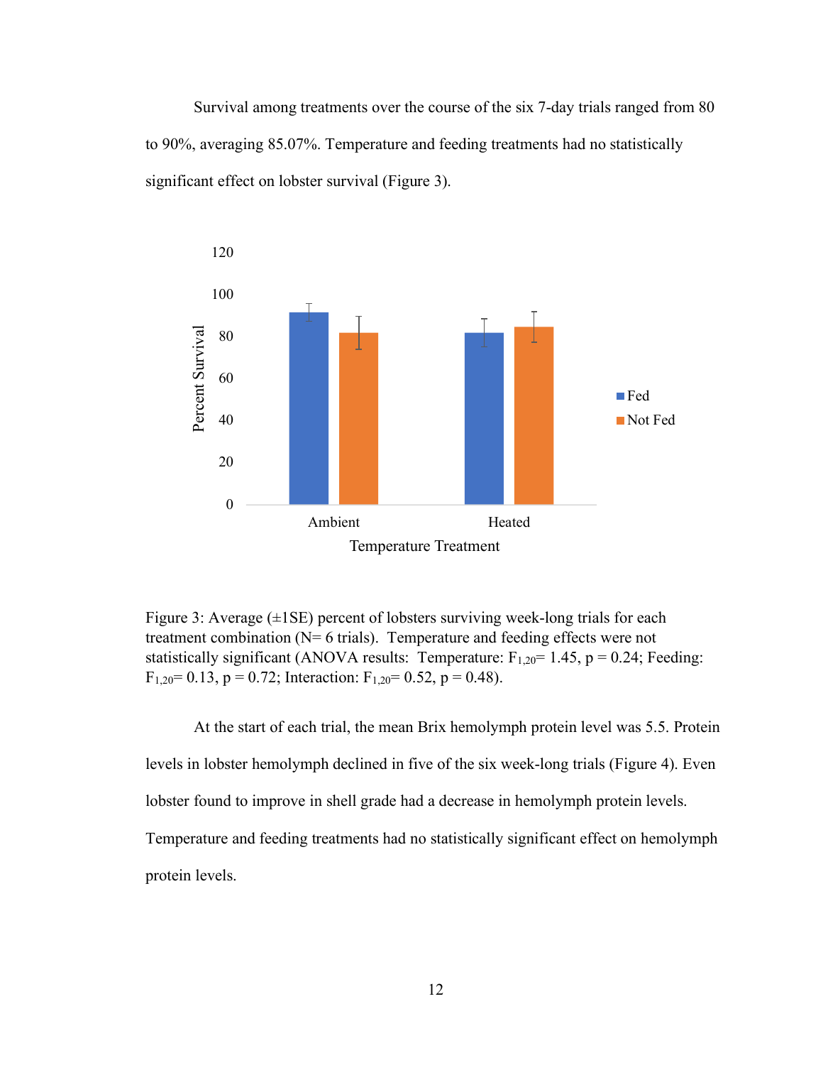Survival among treatments over the course of the six 7-day trials ranged from 80 to 90%, averaging 85.07%. Temperature and feeding treatments had no statistically significant effect on lobster survival (Figure 3).

Figure 3: Average (±1SE) percent of lobsters surviving week-long trials for each treatment combination (N= 6 trials). Temperature and feeding effects were not statistically significant (ANOVA results: Temperature: $F_{1,20}$= 1.45, p = 0.24; Feeding: $F_{1,20}$= 0.13, p = 0.72; Interaction: $F_{1,20}$= 0.52, p = 0.48).

At the start of each trial, the mean Brix hemolymph protein level was 5.5. Protein levels in lobster hemolymph declined in five of the six week-long trials (Figure 4). Even lobster found to improve in shell grade had a decrease in hemolymph protein levels. Temperature and feeding treatments had no statistically significant effect on hemolymph protein levels.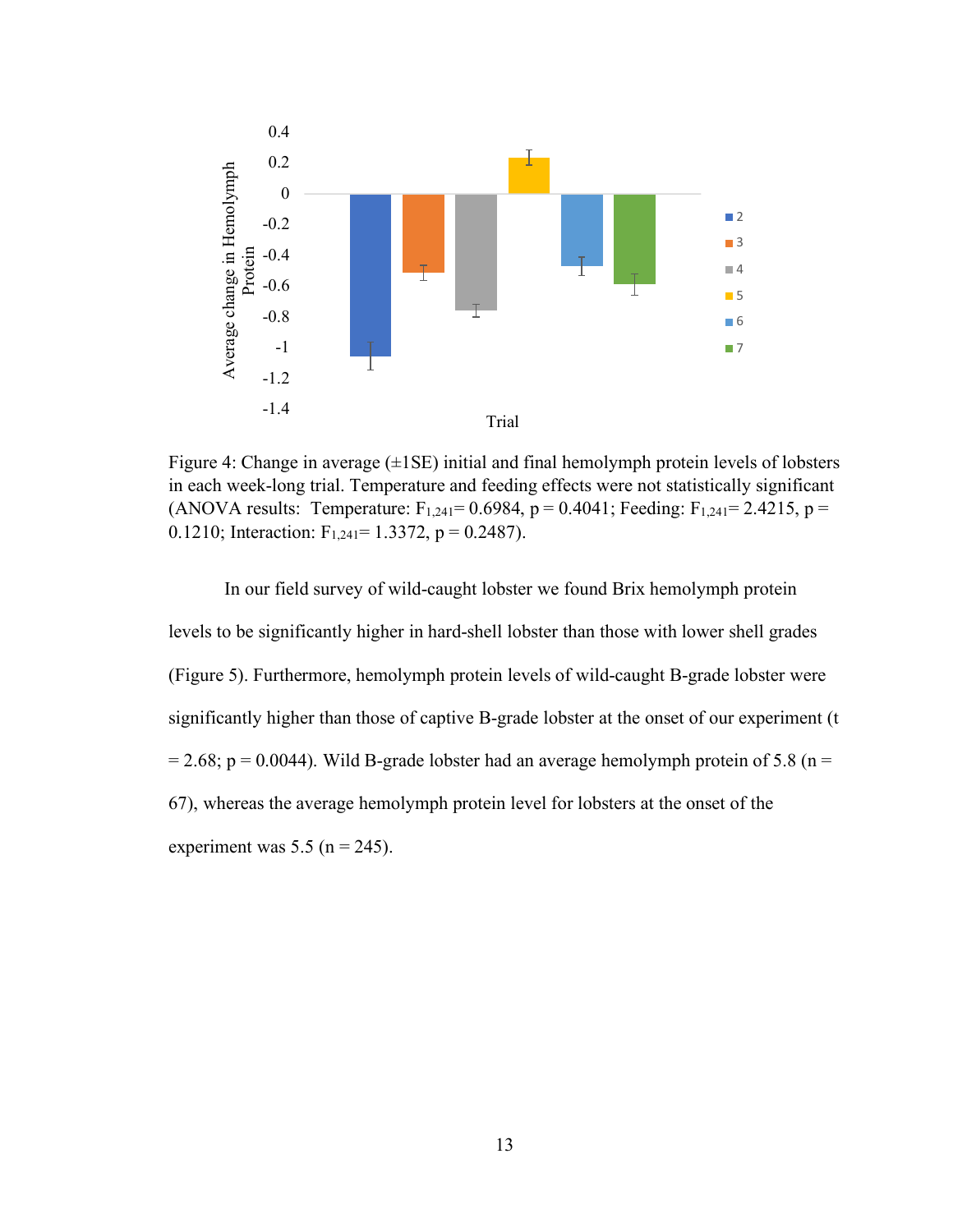Figure 4: Change in average (±1SE) initial and final hemolymph protein levels of lobsters in each week-long trial. Temperature and feeding effects were not statistically significant (ANOVA results: Temperature: $F_{1,241}$= 0.6984, p = 0.4041; Feeding: $F_{1,241}$= 2.4215, p = 0.1210; Interaction: $F_{1,241}$= 1.3372, p = 0.2487).

In our field survey of wild-caught lobster we found Brix hemolymph protein levels to be significantly higher in hard-shell lobster than those with lower shell grades (Figure 5). Furthermore, hemolymph protein levels of wild-caught B-grade lobster were significantly higher than those of captive B-grade lobster at the onset of our experiment (t = 2.68; p = 0.0044). Wild B-grade lobster had an average hemolymph protein of 5.8 (n = 67), whereas the average hemolymph protein level for lobsters at the onset of the experiment was 5.5 (n = 245).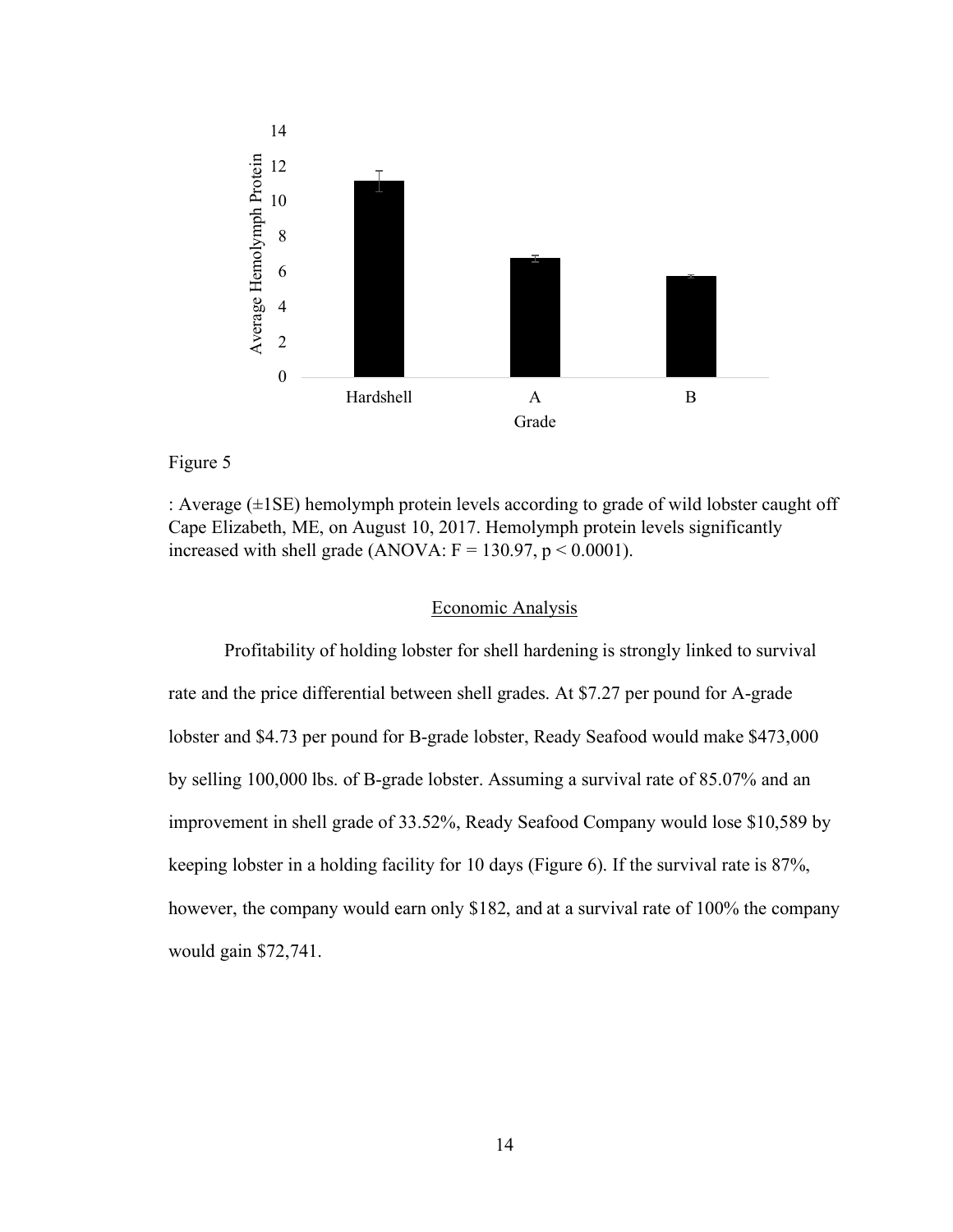Figure 5

: Average (±1SE) hemolymph protein levels according to grade of wild lobster caught off Cape Elizabeth, ME, on August 10, 2017. Hemolymph protein levels significantly increased with shell grade (ANOVA: $F = 130.97$, $p < 0.0001$).

## Economic Analysis

Profitability of holding lobster for shell hardening is strongly linked to survival rate and the price differential between shell grades. At $7.27 per pound for A-grade lobster and $4.73 per pound for B-grade lobster, Ready Seafood would make $473,000 by selling 100,000 lbs. of B-grade lobster. Assuming a survival rate of 85.07% and an improvement in shell grade of 33.52%, Ready Seafood Company would lose $10,589 by keeping lobster in a holding facility for 10 days (Figure 6). If the survival rate is 87%, however, the company would earn only $182, and at a survival rate of 100% the company would gain $72,741.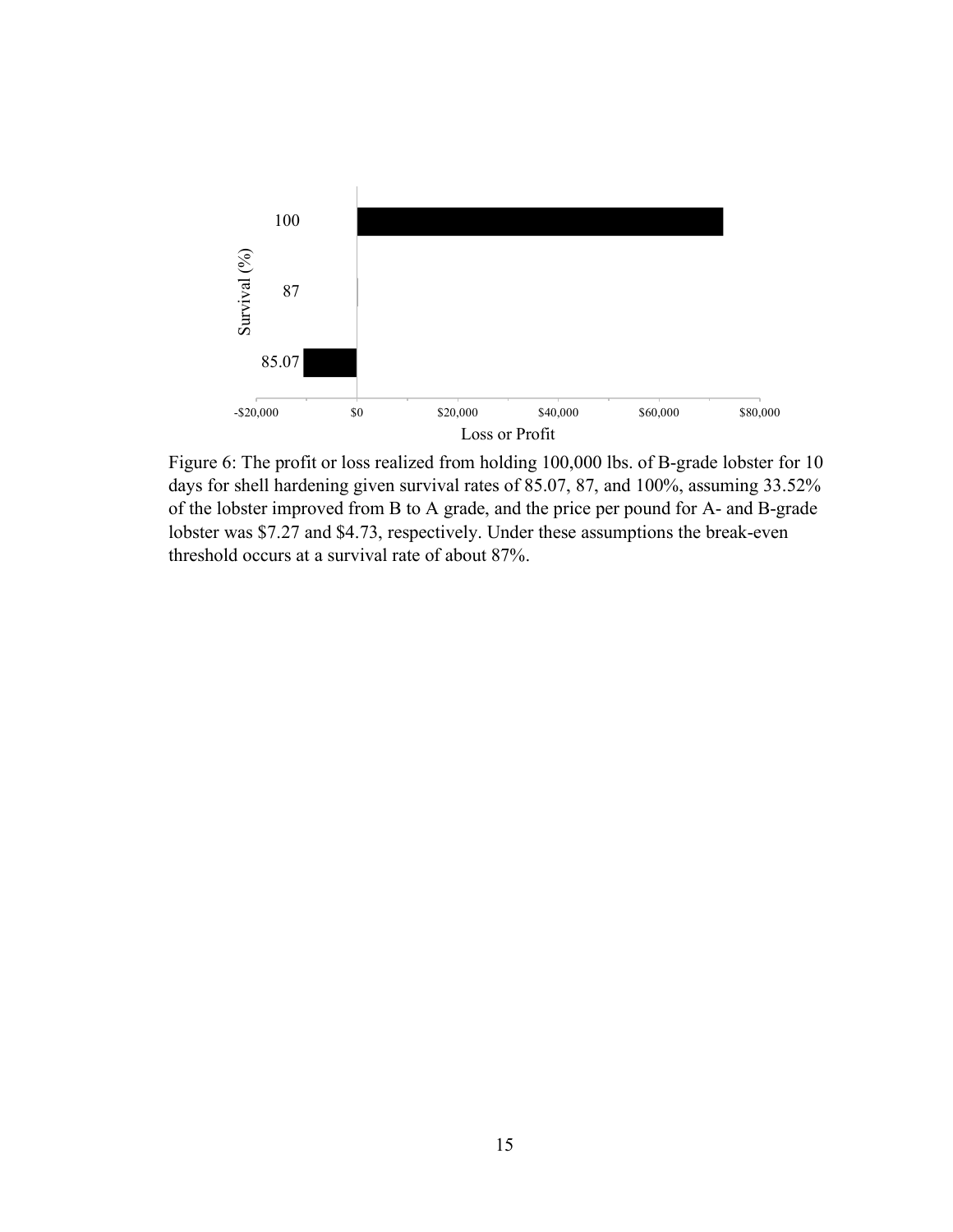Figure 6: The profit or loss realized from holding 100,000 lbs. of B-grade lobster for 10 days for shell hardening given survival rates of 85.07, 87, and 100%, assuming 33.52% of the lobster improved from B to A grade, and the price per pound for A- and B-grade lobster was \$7.27 and \$4.73, respectively. Under these assumptions the break-even threshold occurs at a survival rate of about 87%.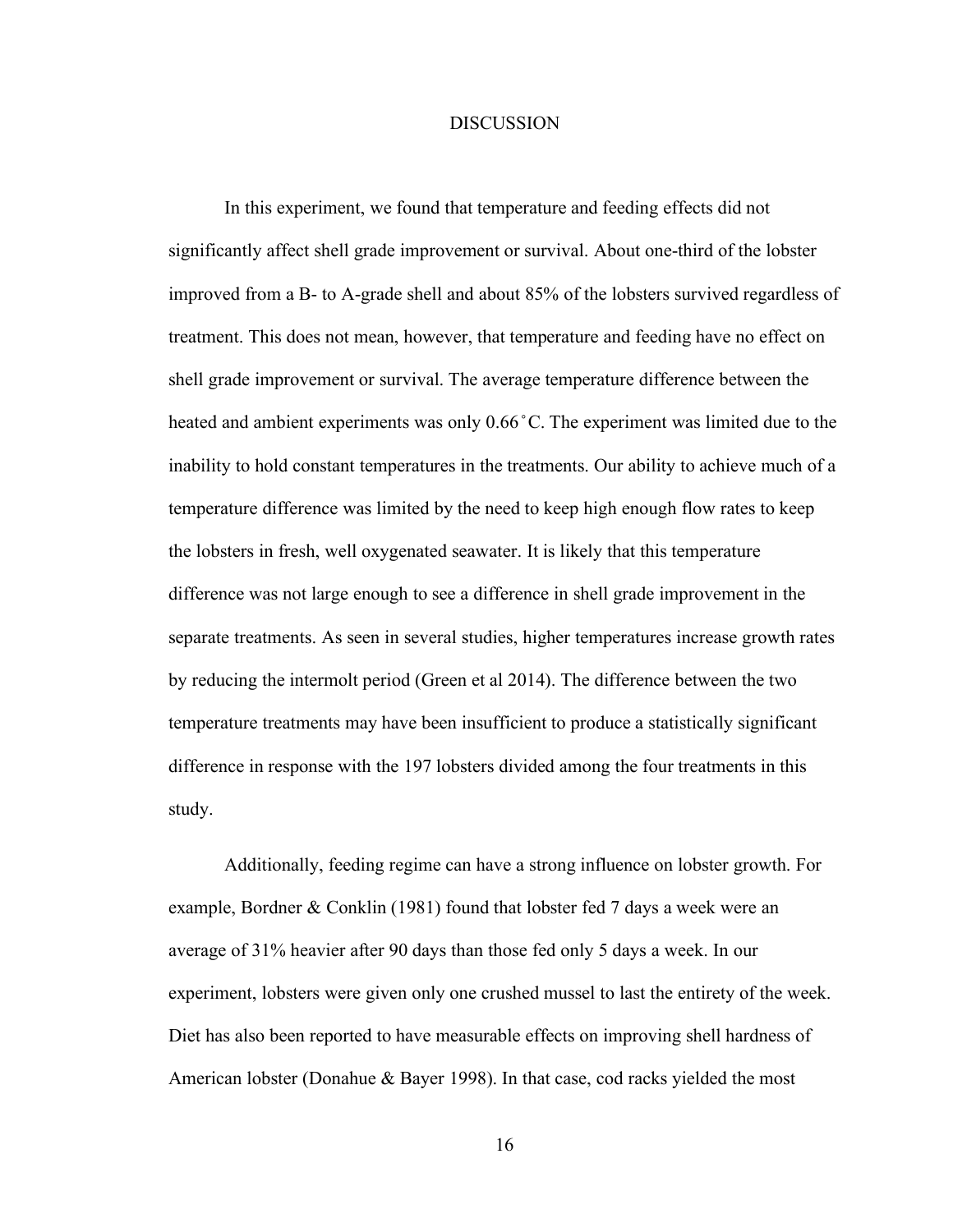# DISCUSSION

In this experiment, we found that temperature and feeding effects did not significantly affect shell grade improvement or survival. About one-third of the lobster improved from a B- to A-grade shell and about 85% of the lobsters survived regardless of treatment. This does not mean, however, that temperature and feeding have no effect on shell grade improvement or survival. The average temperature difference between the heated and ambient experiments was only 0.66˚C. The experiment was limited due to the inability to hold constant temperatures in the treatments. Our ability to achieve much of a temperature difference was limited by the need to keep high enough flow rates to keep the lobsters in fresh, well oxygenated seawater. It is likely that this temperature difference was not large enough to see a difference in shell grade improvement in the separate treatments. As seen in several studies, higher temperatures increase growth rates by reducing the intermolt period (Green et al 2014). The difference between the two temperature treatments may have been insufficient to produce a statistically significant difference in response with the 197 lobsters divided among the four treatments in this study.

Additionally, feeding regime can have a strong influence on lobster growth. For example, Bordner & Conklin (1981) found that lobster fed 7 days a week were an average of 31% heavier after 90 days than those fed only 5 days a week. In our experiment, lobsters were given only one crushed mussel to last the entirety of the week. Diet has also been reported to have measurable effects on improving shell hardness of American lobster (Donahue & Bayer 1998). In that case, cod racks yielded the most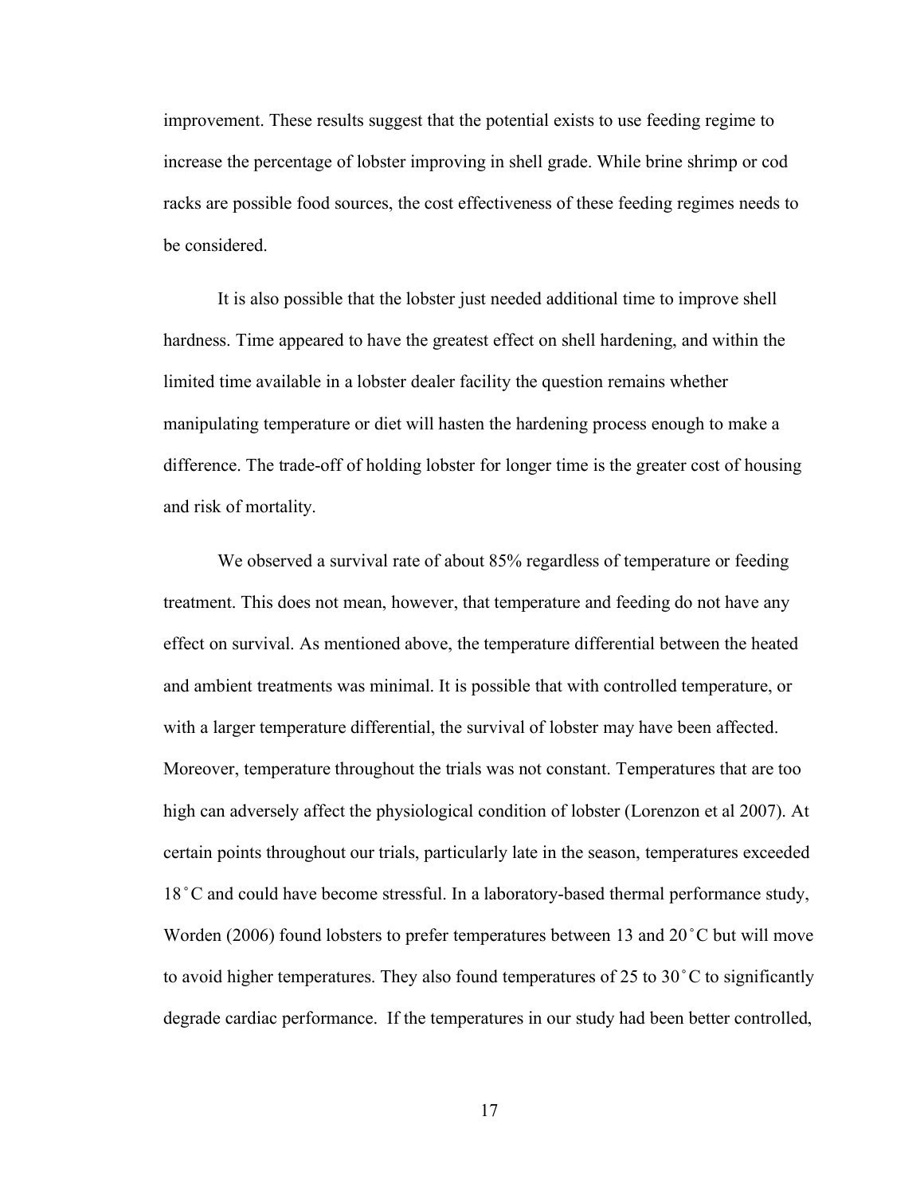improvement. These results suggest that the potential exists to use feeding regime to increase the percentage of lobster improving in shell grade. While brine shrimp or cod racks are possible food sources, the cost effectiveness of these feeding regimes needs to be considered.

It is also possible that the lobster just needed additional time to improve shell hardness. Time appeared to have the greatest effect on shell hardening, and within the limited time available in a lobster dealer facility the question remains whether manipulating temperature or diet will hasten the hardening process enough to make a difference. The trade-off of holding lobster for longer time is the greater cost of housing and risk of mortality.

We observed a survival rate of about 85% regardless of temperature or feeding treatment. This does not mean, however, that temperature and feeding do not have any effect on survival. As mentioned above, the temperature differential between the heated and ambient treatments was minimal. It is possible that with controlled temperature, or with a larger temperature differential, the survival of lobster may have been affected. Moreover, temperature throughout the trials was not constant. Temperatures that are too high can adversely affect the physiological condition of lobster (Lorenzon et al 2007). At certain points throughout our trials, particularly late in the season, temperatures exceeded 18˚C and could have become stressful. In a laboratory-based thermal performance study, Worden (2006) found lobsters to prefer temperatures between 13 and 20˚C but will move to avoid higher temperatures. They also found temperatures of 25 to 30˚C to significantly degrade cardiac performance. If the temperatures in our study had been better controlled,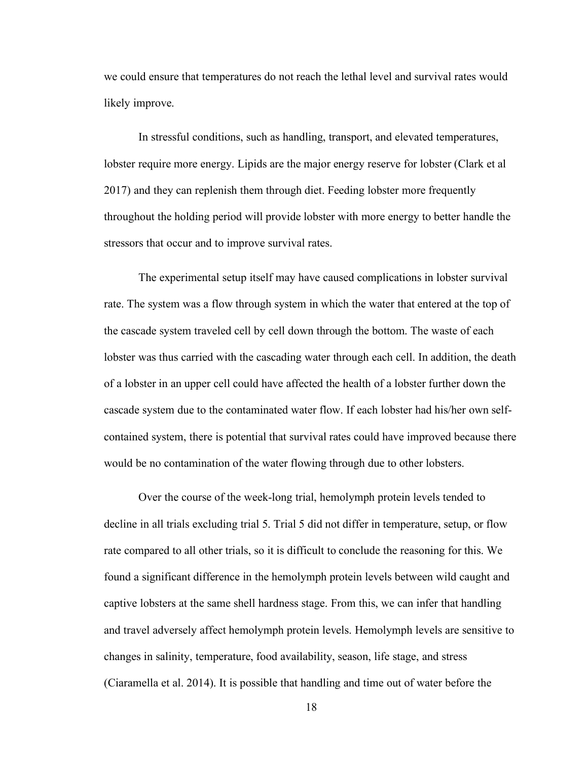we could ensure that temperatures do not reach the lethal level and survival rates would likely improve.

In stressful conditions, such as handling, transport, and elevated temperatures, lobster require more energy. Lipids are the major energy reserve for lobster (Clark et al 2017) and they can replenish them through diet. Feeding lobster more frequently throughout the holding period will provide lobster with more energy to better handle the stressors that occur and to improve survival rates.

The experimental setup itself may have caused complications in lobster survival rate. The system was a flow through system in which the water that entered at the top of the cascade system traveled cell by cell down through the bottom. The waste of each lobster was thus carried with the cascading water through each cell. In addition, the death of a lobster in an upper cell could have affected the health of a lobster further down the cascade system due to the contaminated water flow. If each lobster had his/her own self-contained system, there is potential that survival rates could have improved because there would be no contamination of the water flowing through due to other lobsters.

Over the course of the week-long trial, hemolymph protein levels tended to decline in all trials excluding trial 5. Trial 5 did not differ in temperature, setup, or flow rate compared to all other trials, so it is difficult to conclude the reasoning for this. We found a significant difference in the hemolymph protein levels between wild caught and captive lobsters at the same shell hardness stage. From this, we can infer that handling and travel adversely affect hemolymph protein levels. Hemolymph levels are sensitive to changes in salinity, temperature, food availability, season, life stage, and stress (Ciaramella et al. 2014). It is possible that handling and time out of water before the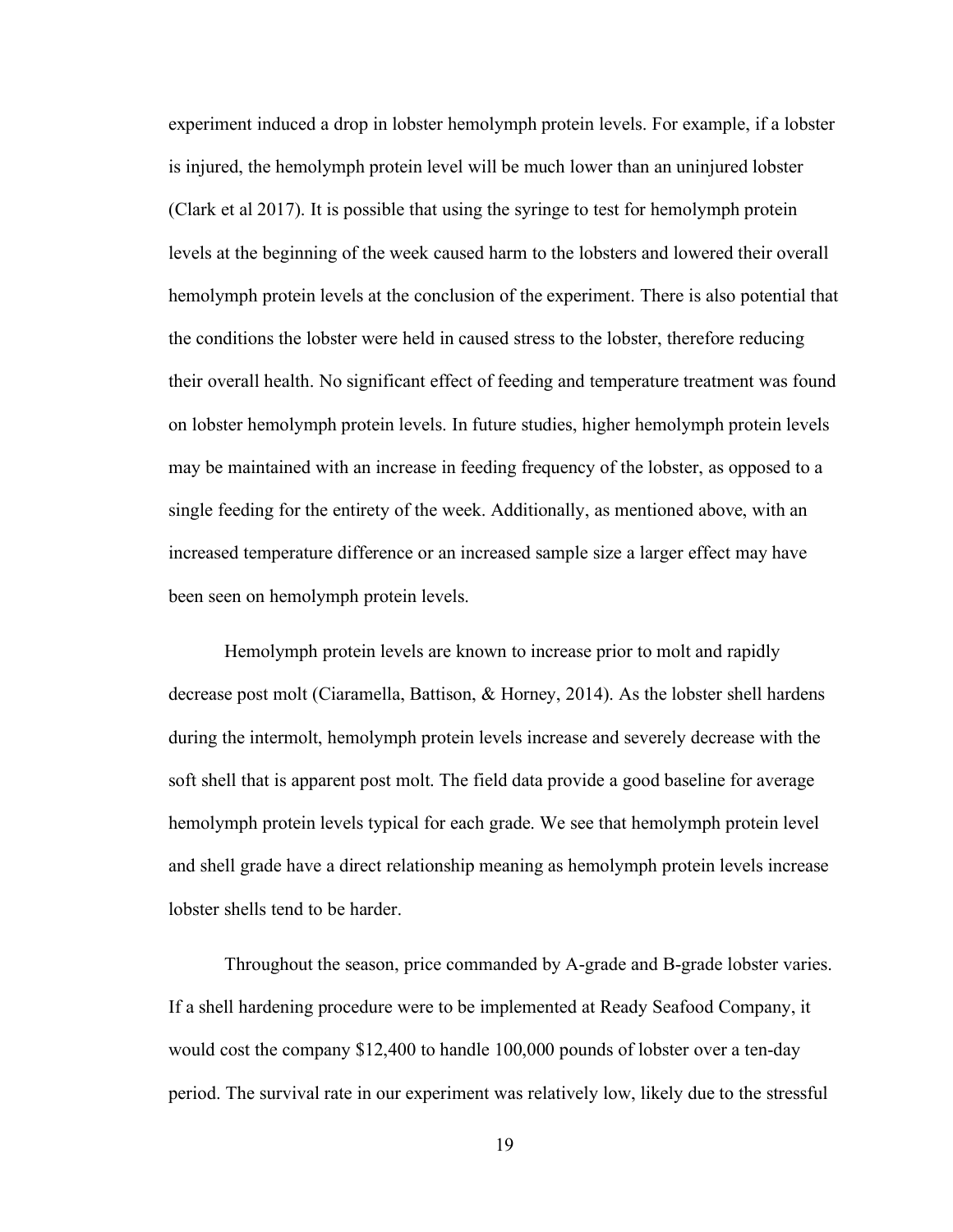experiment induced a drop in lobster hemolymph protein levels. For example, if a lobster is injured, the hemolymph protein level will be much lower than an uninjured lobster (Clark et al 2017). It is possible that using the syringe to test for hemolymph protein levels at the beginning of the week caused harm to the lobsters and lowered their overall hemolymph protein levels at the conclusion of the experiment. There is also potential that the conditions the lobster were held in caused stress to the lobster, therefore reducing their overall health. No significant effect of feeding and temperature treatment was found on lobster hemolymph protein levels. In future studies, higher hemolymph protein levels may be maintained with an increase in feeding frequency of the lobster, as opposed to a single feeding for the entirety of the week. Additionally, as mentioned above, with an increased temperature difference or an increased sample size a larger effect may have been seen on hemolymph protein levels.

Hemolymph protein levels are known to increase prior to molt and rapidly decrease post molt (Ciaramella, Battison, & Horney, 2014). As the lobster shell hardens during the intermolt, hemolymph protein levels increase and severely decrease with the soft shell that is apparent post molt. The field data provide a good baseline for average hemolymph protein levels typical for each grade. We see that hemolymph protein level and shell grade have a direct relationship meaning as hemolymph protein levels increase lobster shells tend to be harder.

Throughout the season, price commanded by A-grade and B-grade lobster varies. If a shell hardening procedure were to be implemented at Ready Seafood Company, it would cost the company $12,400 to handle 100,000 pounds of lobster over a ten-day period. The survival rate in our experiment was relatively low, likely due to the stressful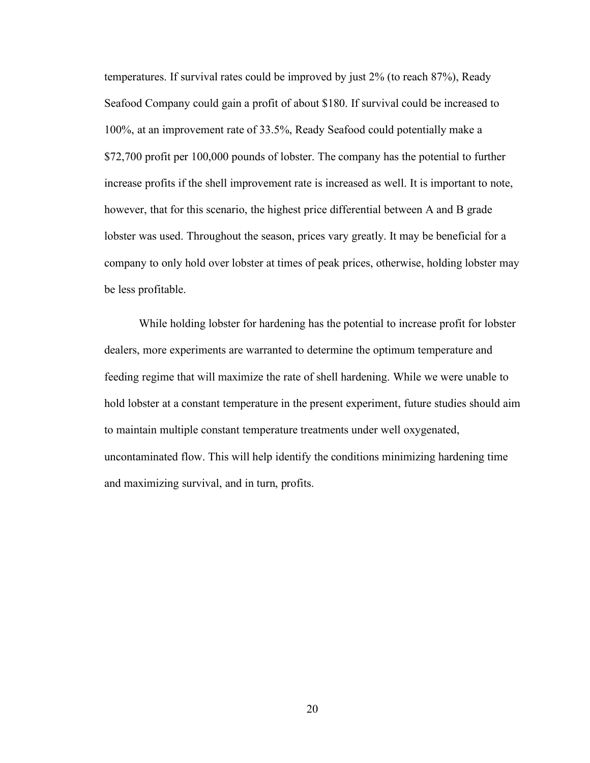temperatures. If survival rates could be improved by just 2% (to reach 87%), Ready Seafood Company could gain a profit of about $180. If survival could be increased to 100%, at an improvement rate of 33.5%, Ready Seafood could potentially make a $72,700 profit per 100,000 pounds of lobster. The company has the potential to further increase profits if the shell improvement rate is increased as well. It is important to note, however, that for this scenario, the highest price differential between A and B grade lobster was used. Throughout the season, prices vary greatly. It may be beneficial for a company to only hold over lobster at times of peak prices, otherwise, holding lobster may be less profitable.

While holding lobster for hardening has the potential to increase profit for lobster dealers, more experiments are warranted to determine the optimum temperature and feeding regime that will maximize the rate of shell hardening. While we were unable to hold lobster at a constant temperature in the present experiment, future studies should aim to maintain multiple constant temperature treatments under well oxygenated, uncontaminated flow. This will help identify the conditions minimizing hardening time and maximizing survival, and in turn, profits.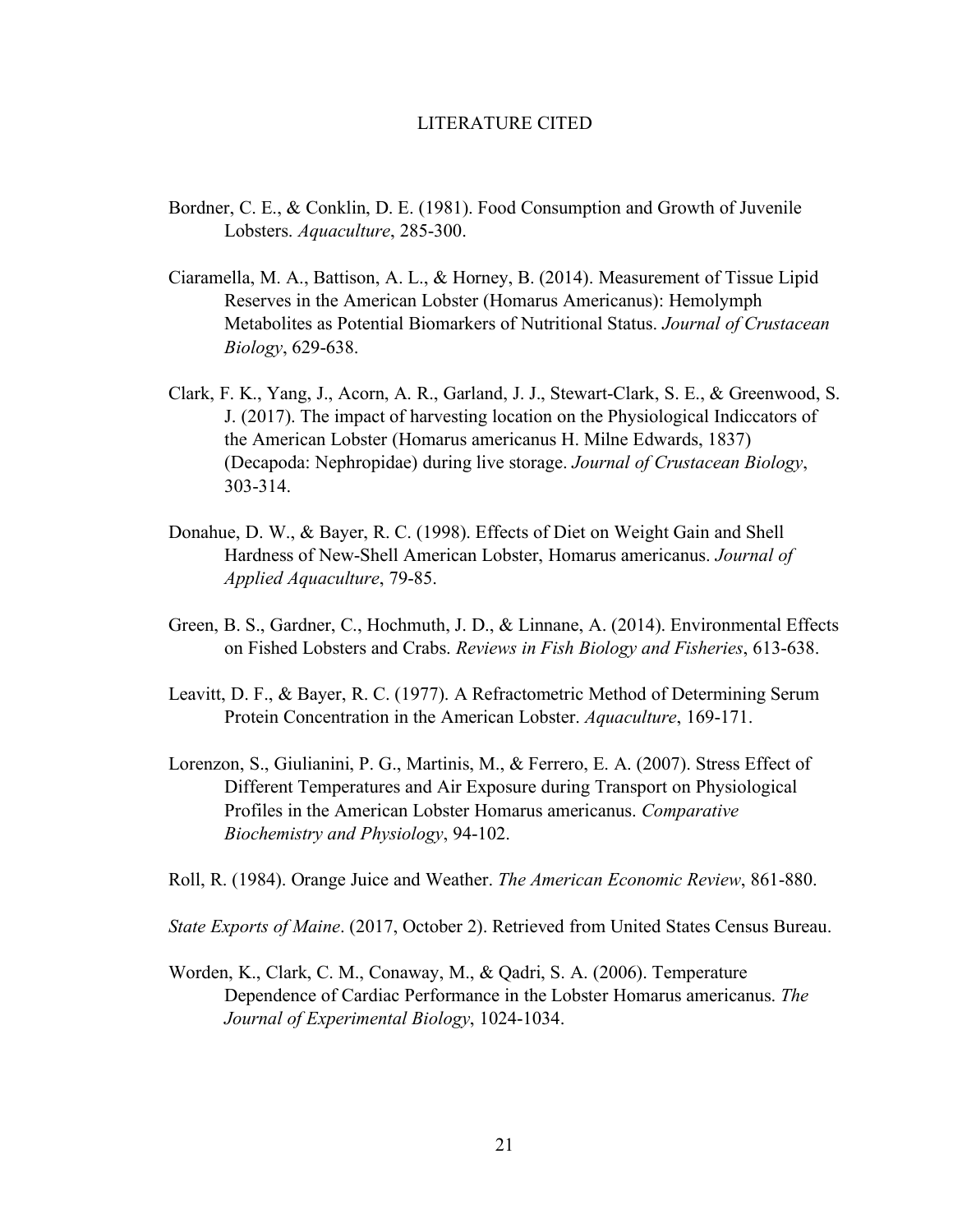# LITERATURE CITED

Bordner, C. E., & Conklin, D. E. (1981). Food Consumption and Growth of Juvenile Lobsters. *Aquaculture*, 285-300.

Ciaramella, M. A., Battison, A. L., & Horney, B. (2014). Measurement of Tissue Lipid Reserves in the American Lobster (Homarus Americanus): Hemolymph Metabolites as Potential Biomarkers of Nutritional Status. *Journal of Crustacean Biology*, 629-638.

Clark, F. K., Yang, J., Acorn, A. R., Garland, J. J., Stewart-Clark, S. E., & Greenwood, S. J. (2017). The impact of harvesting location on the Physiological Indiccators of the American Lobster (Homarus americanus H. Milne Edwards, 1837) (Decapoda: Nephropidae) during live storage. *Journal of Crustacean Biology*, 303-314.

Donahue, D. W., & Bayer, R. C. (1998). Effects of Diet on Weight Gain and Shell Hardness of New-Shell American Lobster, Homarus americanus. *Journal of Applied Aquaculture*, 79-85.

Green, B. S., Gardner, C., Hochmuth, J. D., & Linnane, A. (2014). Environmental Effects on Fished Lobsters and Crabs. *Reviews in Fish Biology and Fisheries*, 613-638.

Leavitt, D. F., & Bayer, R. C. (1977). A Refractometric Method of Determining Serum Protein Concentration in the American Lobster. *Aquaculture*, 169-171.

Lorenzon, S., Giulianini, P. G., Martinis, M., & Ferrero, E. A. (2007). Stress Effect of Different Temperatures and Air Exposure during Transport on Physiological Profiles in the American Lobster Homarus americanus. *Comparative Biochemistry and Physiology*, 94-102.

Roll, R. (1984). Orange Juice and Weather. *The American Economic Review*, 861-880.

*State Exports of Maine*. (2017, October 2). Retrieved from United States Census Bureau.

Worden, K., Clark, C. M., Conaway, M., & Qadri, S. A. (2006). Temperature Dependence of Cardiac Performance in the Lobster Homarus americanus. *The Journal of Experimental Biology*, 1024-1034.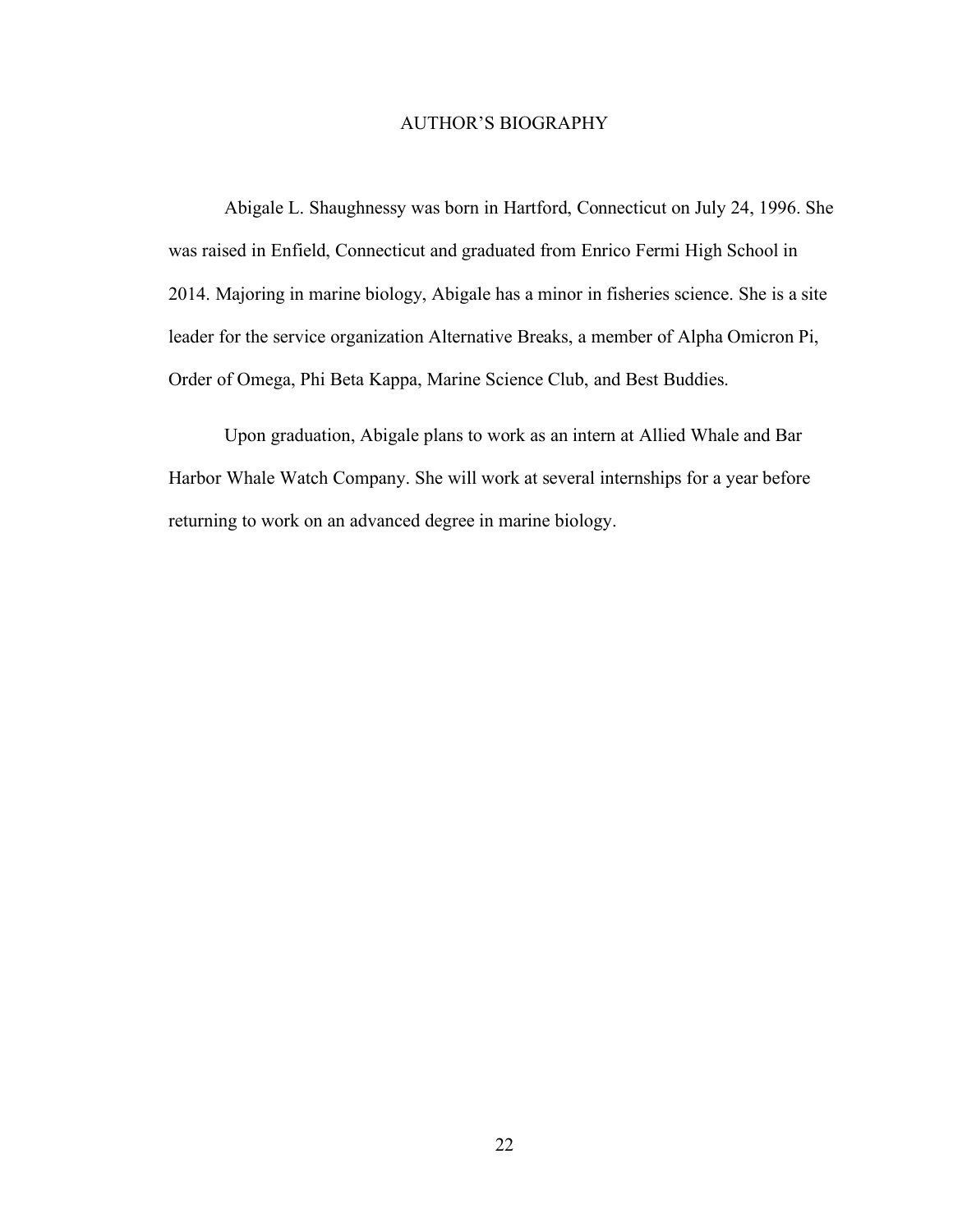# AUTHOR'S BIOGRAPHY

Abigale L. Shaughnessy was born in Hartford, Connecticut on July 24, 1996. She was raised in Enfield, Connecticut and graduated from Enrico Fermi High School in 2014. Majoring in marine biology, Abigale has a minor in fisheries science. She is a site leader for the service organization Alternative Breaks, a member of Alpha Omicron Pi, Order of Omega, Phi Beta Kappa, Marine Science Club, and Best Buddies.

Upon graduation, Abigale plans to work as an intern at Allied Whale and Bar Harbor Whale Watch Company. She will work at several internships for a year before returning to work on an advanced degree in marine biology.